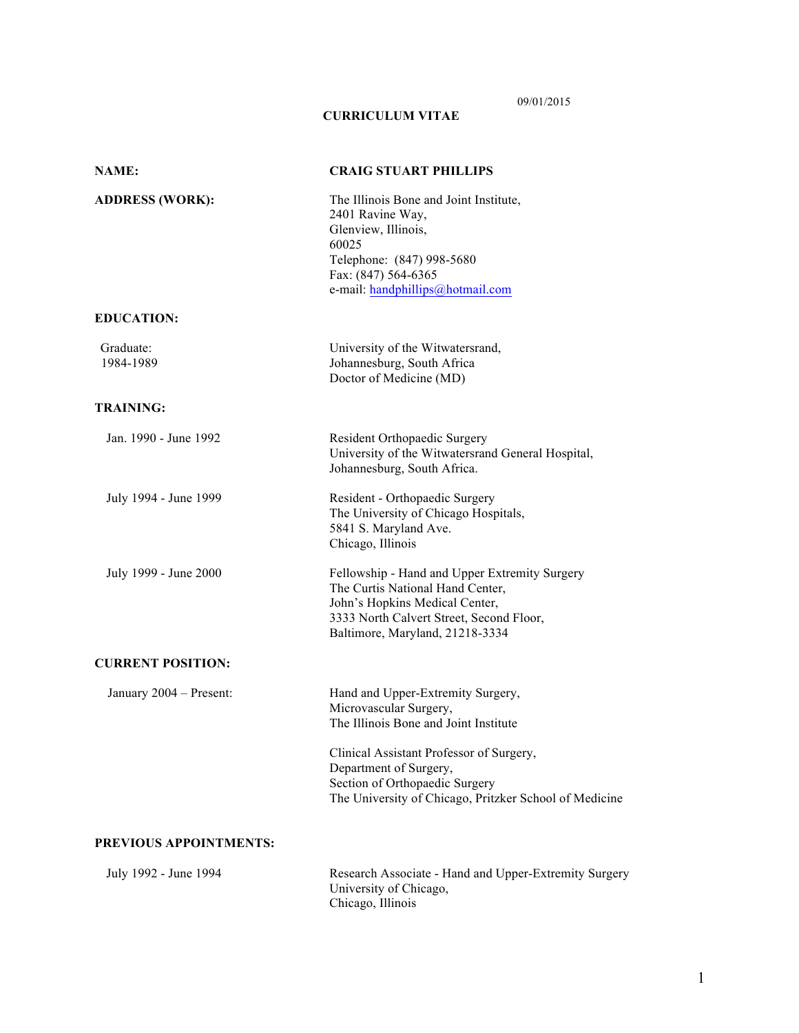09/01/2015

# CURRICULUM VITAE

**NAME:** **CRAIG STUART PHILLIPS**

**ADDRESS (WORK):**

The Illinois Bone and Joint Institute,
2401 Ravine Way,
Glenview, Illinois,
60025
Telephone: (847) 998-5680
Fax: (847) 564-6365
e-mail: handphillips@hotmail.com

## EDUCATION:

Graduate:
1984-1989

University of the Witwatersrand,
Johannesburg, South Africa
Doctor of Medicine (MD)

## TRAINING:

Jan. 1990 - June 1992

Resident Orthopaedic Surgery
University of the Witwatersrand General Hospital,
Johannesburg, South Africa.

July 1994 - June 1999

Resident - Orthopaedic Surgery
The University of Chicago Hospitals,
5841 S. Maryland Ave.
Chicago, Illinois

July 1999 - June 2000

Fellowship - Hand and Upper Extremity Surgery
The Curtis National Hand Center,
John's Hopkins Medical Center,
3333 North Calvert Street, Second Floor,
Baltimore, Maryland, 21218-3334

## CURRENT POSITION:

January 2004 – Present:

Hand and Upper-Extremity Surgery,
Microvascular Surgery,
The Illinois Bone and Joint Institute

Clinical Assistant Professor of Surgery,
Department of Surgery,
Section of Orthopaedic Surgery
The University of Chicago, Pritzker School of Medicine

## PREVIOUS APPOINTMENTS:

July 1992 - June 1994

Research Associate - Hand and Upper-Extremity Surgery
University of Chicago,
Chicago, Illinois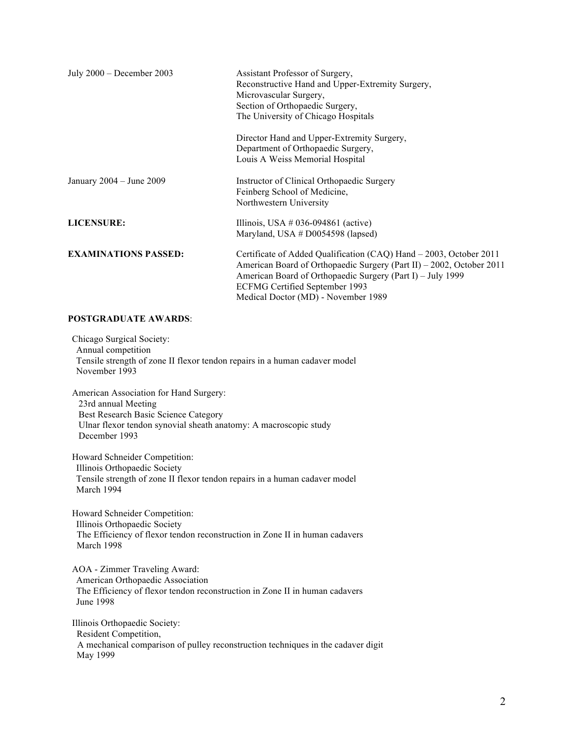| | |
|---|---|
| July 2000 – December 2003 | Assistant Professor of Surgery,<br>Reconstructive Hand and Upper-Extremity Surgery,<br>Microvascular Surgery,<br>Section of Orthopaedic Surgery,<br>The University of Chicago Hospitals<br><br>Director Hand and Upper-Extremity Surgery,<br>Department of Orthopaedic Surgery,<br>Louis A Weiss Memorial Hospital |
| January 2004 – June 2009 | Instructor of Clinical Orthopaedic Surgery<br>Feinberg School of Medicine,<br>Northwestern University |
| **LICENSURE:** | Illinois, USA # 036-094861 (active)<br>Maryland, USA # D0054598 (lapsed) |
| **EXAMINATIONS PASSED:** | Certificate of Added Qualification (CAQ) Hand – 2003, October 2011<br>American Board of Orthopaedic Surgery (Part II) – 2002, October 2011<br>American Board of Orthopaedic Surgery (Part I) – July 1999<br>ECFMG Certified September 1993<br>Medical Doctor (MD) - November 1989 |

**POSTGRADUATE AWARDS**:

Chicago Surgical Society:
Annual competition
Tensile strength of zone II flexor tendon repairs in a human cadaver model
November 1993

American Association for Hand Surgery:
23rd annual Meeting
Best Research Basic Science Category
Ulnar flexor tendon synovial sheath anatomy: A macroscopic study
December 1993

Howard Schneider Competition:
Illinois Orthopaedic Society
Tensile strength of zone II flexor tendon repairs in a human cadaver model
March 1994

Howard Schneider Competition:
Illinois Orthopaedic Society
The Efficiency of flexor tendon reconstruction in Zone II in human cadavers
March 1998

AOA - Zimmer Traveling Award:
American Orthopaedic Association
The Efficiency of flexor tendon reconstruction in Zone II in human cadavers
June 1998

Illinois Orthopaedic Society:
Resident Competition,
A mechanical comparison of pulley reconstruction techniques in the cadaver digit
May 1999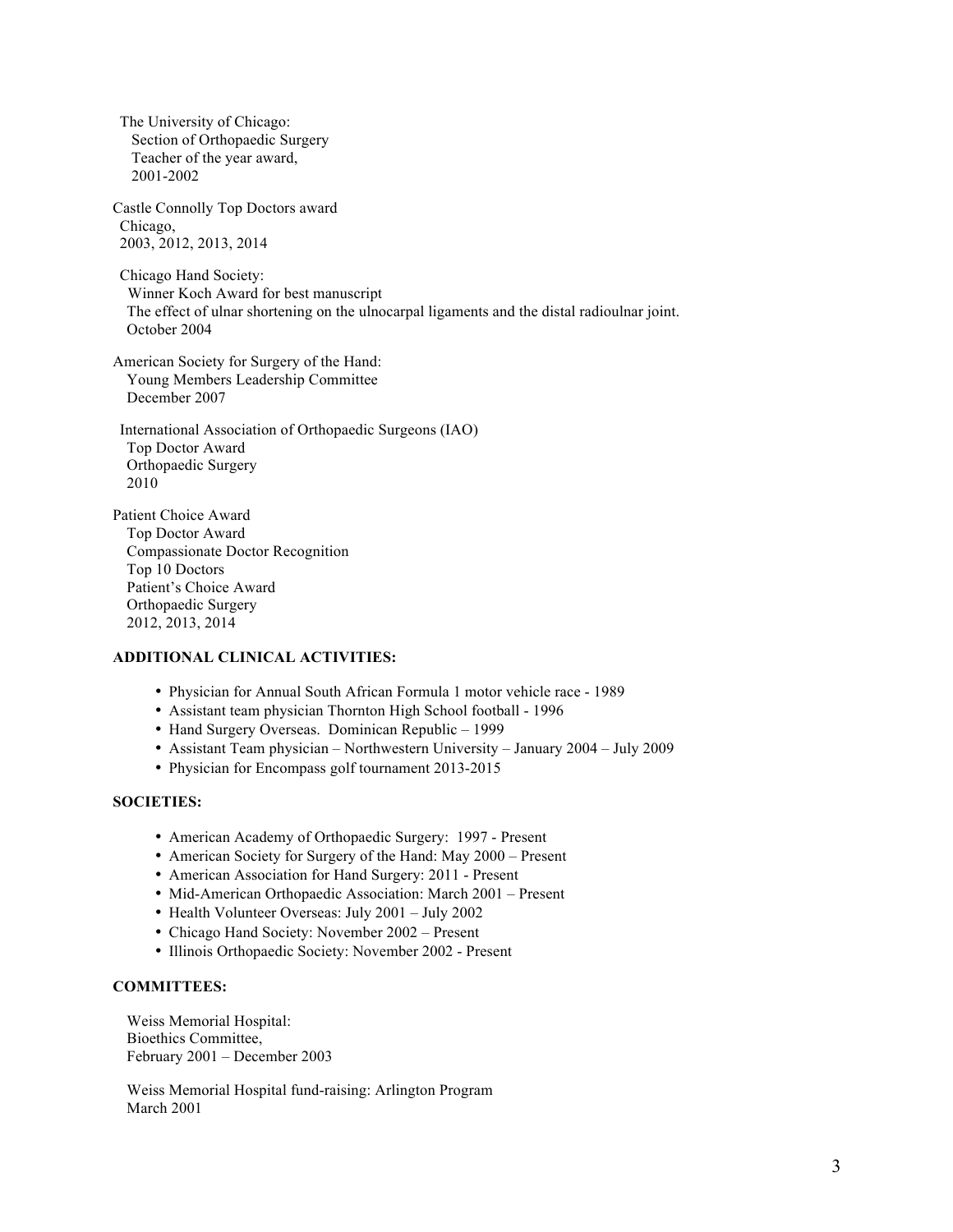The University of Chicago:
Section of Orthopaedic Surgery
Teacher of the year award,
2001-2002

Castle Connolly Top Doctors award
Chicago,
2003, 2012, 2013, 2014

Chicago Hand Society:
Winner Koch Award for best manuscript
The effect of ulnar shortening on the ulnocarpal ligaments and the distal radioulnar joint.
October 2004

American Society for Surgery of the Hand:
Young Members Leadership Committee
December 2007

International Association of Orthopaedic Surgeons (IAO)
Top Doctor Award
Orthopaedic Surgery
2010

Patient Choice Award
Top Doctor Award
Compassionate Doctor Recognition
Top 10 Doctors
Patient's Choice Award
Orthopaedic Surgery
2012, 2013, 2014

**ADDITIONAL CLINICAL ACTIVITIES:**

- Physician for Annual South African Formula 1 motor vehicle race - 1989
- Assistant team physician Thornton High School football - 1996
- Hand Surgery Overseas. Dominican Republic – 1999
- Assistant Team physician – Northwestern University – January 2004 – July 2009
- Physician for Encompass golf tournament 2013-2015

**SOCIETIES:**

- American Academy of Orthopaedic Surgery: 1997 - Present
- American Society for Surgery of the Hand: May 2000 – Present
- American Association for Hand Surgery: 2011 - Present
- Mid-American Orthopaedic Association: March 2001 – Present
- Health Volunteer Overseas: July 2001 – July 2002
- Chicago Hand Society: November 2002 – Present
- Illinois Orthopaedic Society: November 2002 - Present

**COMMITTEES:**

Weiss Memorial Hospital:
Bioethics Committee,
February 2001 – December 2003

Weiss Memorial Hospital fund-raising: Arlington Program
March 2001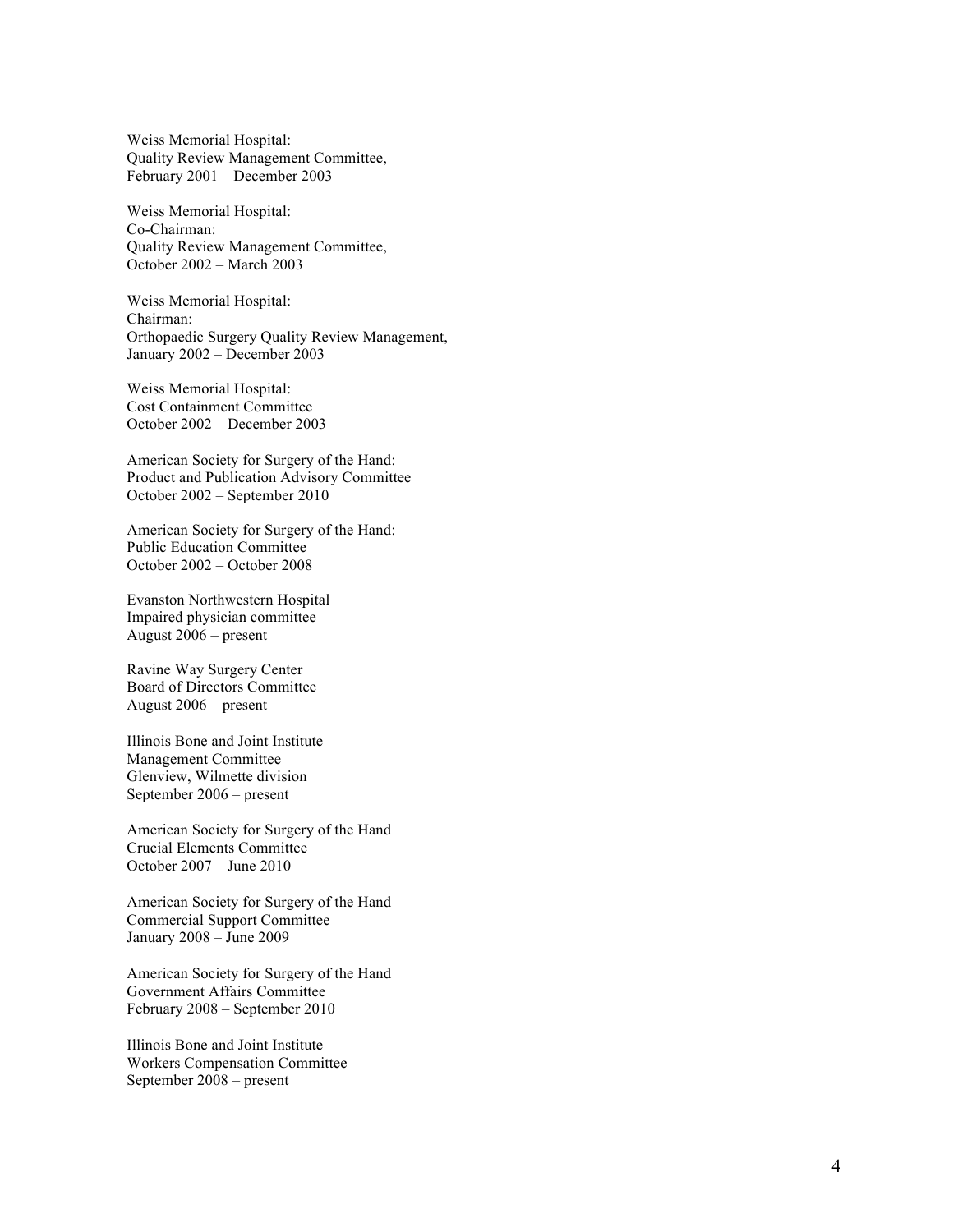Weiss Memorial Hospital:
Quality Review Management Committee,
February 2001 – December 2003

Weiss Memorial Hospital:
Co-Chairman:
Quality Review Management Committee,
October 2002 – March 2003

Weiss Memorial Hospital:
Chairman:
Orthopaedic Surgery Quality Review Management,
January 2002 – December 2003

Weiss Memorial Hospital:
Cost Containment Committee
October 2002 – December 2003

American Society for Surgery of the Hand:
Product and Publication Advisory Committee
October 2002 – September 2010

American Society for Surgery of the Hand:
Public Education Committee
October 2002 – October 2008

Evanston Northwestern Hospital
Impaired physician committee
August 2006 – present

Ravine Way Surgery Center
Board of Directors Committee
August 2006 – present

Illinois Bone and Joint Institute
Management Committee
Glenview, Wilmette division
September 2006 – present

American Society for Surgery of the Hand
Crucial Elements Committee
October 2007 – June 2010

American Society for Surgery of the Hand
Commercial Support Committee
January 2008 – June 2009

American Society for Surgery of the Hand
Government Affairs Committee
February 2008 – September 2010

Illinois Bone and Joint Institute
Workers Compensation Committee
September 2008 – present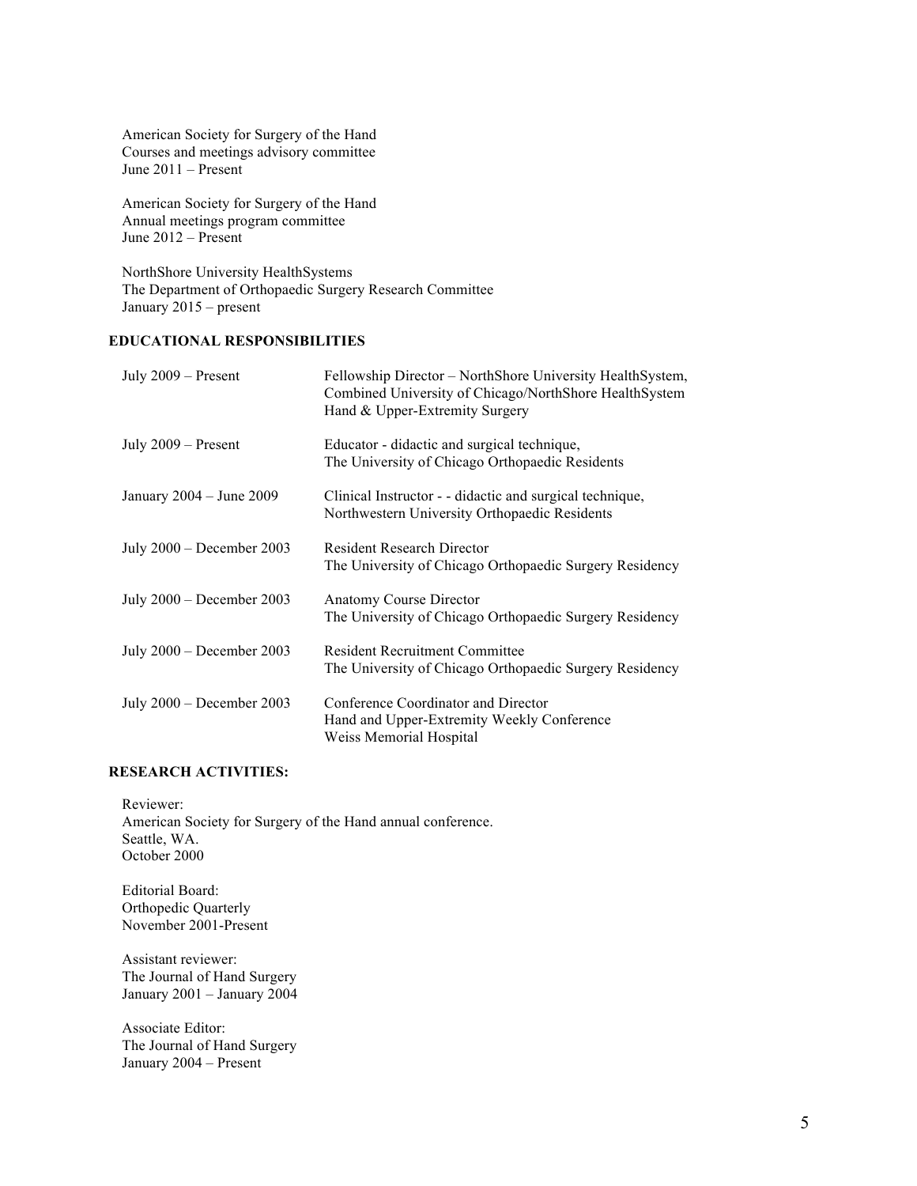American Society for Surgery of the Hand
Courses and meetings advisory committee
June 2011 – Present

American Society for Surgery of the Hand
Annual meetings program committee
June 2012 – Present

NorthShore University HealthSystems
The Department of Orthopaedic Surgery Research Committee
January 2015 – present

**EDUCATIONAL RESPONSIBILITIES**

| | |
|---|---|
| July 2009 – Present | Fellowship Director – NorthShore University HealthSystem, Combined University of Chicago/NorthShore HealthSystem Hand & Upper-Extremity Surgery |
| July 2009 – Present | Educator - didactic and surgical technique, The University of Chicago Orthopaedic Residents |
| January 2004 – June 2009 | Clinical Instructor - - didactic and surgical technique, Northwestern University Orthopaedic Residents |
| July 2000 – December 2003 | Resident Research Director The University of Chicago Orthopaedic Surgery Residency |
| July 2000 – December 2003 | Anatomy Course Director The University of Chicago Orthopaedic Surgery Residency |
| July 2000 – December 2003 | Resident Recruitment Committee The University of Chicago Orthopaedic Surgery Residency |
| July 2000 – December 2003 | Conference Coordinator and Director Hand and Upper-Extremity Weekly Conference Weiss Memorial Hospital |

**RESEARCH ACTIVITIES:**

Reviewer:
American Society for Surgery of the Hand annual conference.
Seattle, WA.
October 2000

Editorial Board:
Orthopedic Quarterly
November 2001-Present

Assistant reviewer:
The Journal of Hand Surgery
January 2001 – January 2004

Associate Editor:
The Journal of Hand Surgery
January 2004 – Present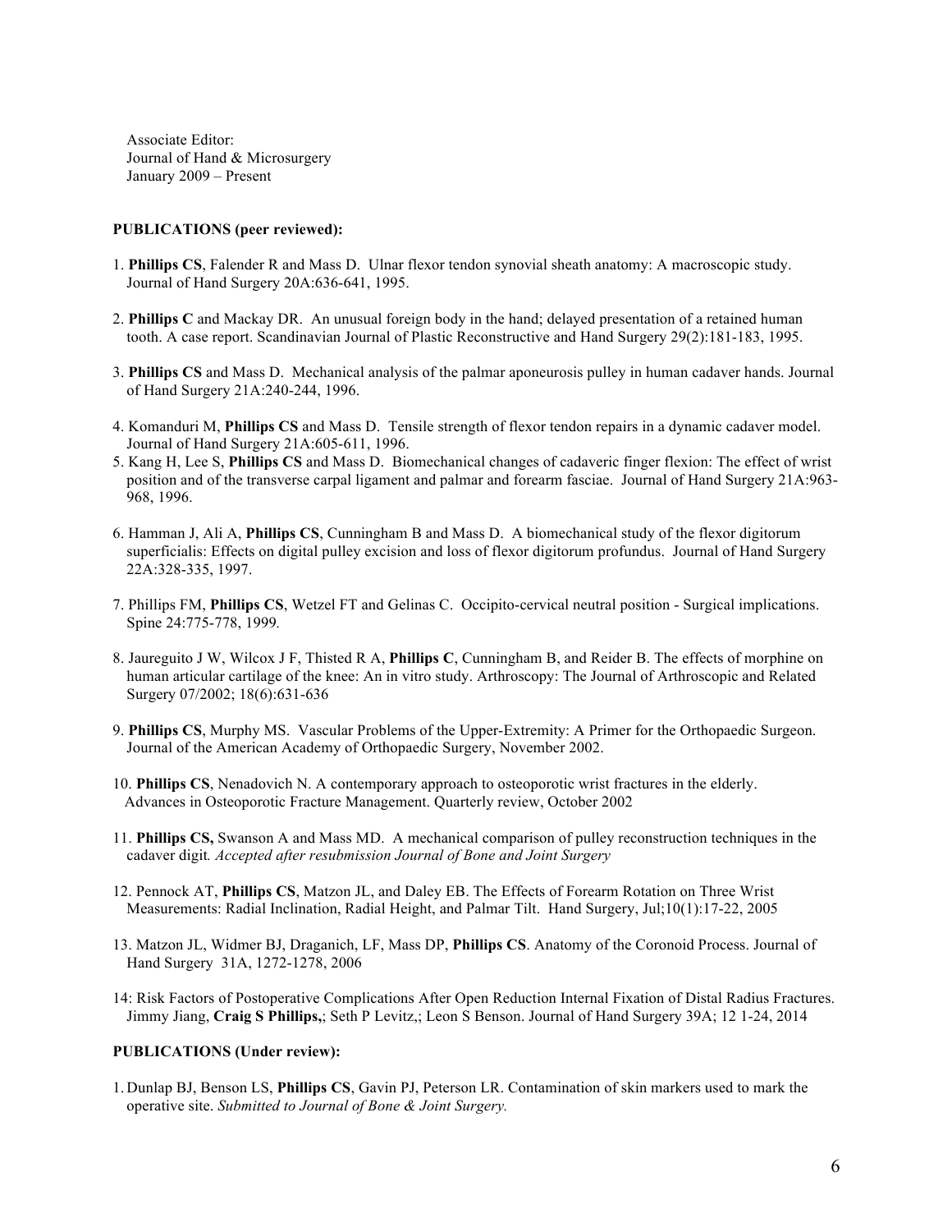Associate Editor:
Journal of Hand & Microsurgery
January 2009 – Present

**PUBLICATIONS (peer reviewed):**

1. **Phillips CS**, Falender R and Mass D. Ulnar flexor tendon synovial sheath anatomy: A macroscopic study. Journal of Hand Surgery 20A:636-641, 1995.

2. **Phillips C** and Mackay DR. An unusual foreign body in the hand; delayed presentation of a retained human tooth. A case report. Scandinavian Journal of Plastic Reconstructive and Hand Surgery 29(2):181-183, 1995.

3. **Phillips CS** and Mass D. Mechanical analysis of the palmar aponeurosis pulley in human cadaver hands. Journal of Hand Surgery 21A:240-244, 1996.

4. Komanduri M, **Phillips CS** and Mass D. Tensile strength of flexor tendon repairs in a dynamic cadaver model. Journal of Hand Surgery 21A:605-611, 1996.

5. Kang H, Lee S, **Phillips CS** and Mass D. Biomechanical changes of cadaveric finger flexion: The effect of wrist position and of the transverse carpal ligament and palmar and forearm fasciae. Journal of Hand Surgery 21A:963-968, 1996.

6. Hamman J, Ali A, **Phillips CS**, Cunningham B and Mass D. A biomechanical study of the flexor digitorum superficialis: Effects on digital pulley excision and loss of flexor digitorum profundus. Journal of Hand Surgery 22A:328-335, 1997.

7. Phillips FM, **Phillips CS**, Wetzel FT and Gelinas C. Occipito-cervical neutral position - Surgical implications. Spine 24:775-778, 1999.

8. Jaureguito J W, Wilcox J F, Thisted R A, **Phillips C**, Cunningham B, and Reider B. The effects of morphine on human articular cartilage of the knee: An in vitro study. Arthroscopy: The Journal of Arthroscopic and Related Surgery 07/2002; 18(6):631-636

9. **Phillips CS**, Murphy MS. Vascular Problems of the Upper-Extremity: A Primer for the Orthopaedic Surgeon. Journal of the American Academy of Orthopaedic Surgery, November 2002.

10. **Phillips CS**, Nenadovich N. A contemporary approach to osteoporotic wrist fractures in the elderly. Advances in Osteoporotic Fracture Management. Quarterly review, October 2002

11. **Phillips CS,** Swanson A and Mass MD. A mechanical comparison of pulley reconstruction techniques in the cadaver digit*. Accepted after resubmission Journal of Bone and Joint Surgery*

12. Pennock AT, **Phillips CS**, Matzon JL, and Daley EB. The Effects of Forearm Rotation on Three Wrist Measurements: Radial Inclination, Radial Height, and Palmar Tilt. Hand Surgery, Jul;10(1):17-22, 2005

13. Matzon JL, Widmer BJ, Draganich, LF, Mass DP, **Phillips CS**. Anatomy of the Coronoid Process. Journal of Hand Surgery 31A, 1272-1278, 2006

14: Risk Factors of Postoperative Complications After Open Reduction Internal Fixation of Distal Radius Fractures. Jimmy Jiang, **Craig S Phillips,**; Seth P Levitz,; Leon S Benson. Journal of Hand Surgery 39A; 12 1-24, 2014

**PUBLICATIONS (Under review):**

1. Dunlap BJ, Benson LS, **Phillips CS**, Gavin PJ, Peterson LR. Contamination of skin markers used to mark the operative site. *Submitted to Journal of Bone & Joint Surgery.*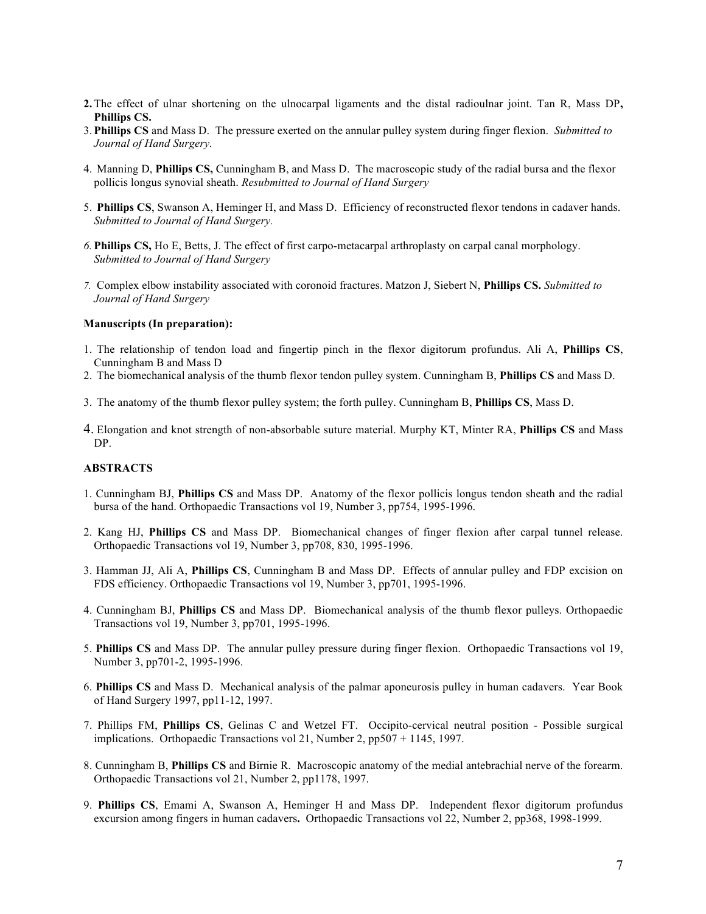2. The effect of ulnar shortening on the ulnocarpal ligaments and the distal radioulnar joint. Tan R, Mass DP, **Phillips CS.**
3. **Phillips CS** and Mass D. The pressure exerted on the annular pulley system during finger flexion. *Submitted to Journal of Hand Surgery.*
4. Manning D, **Phillips CS,** Cunningham B, and Mass D. The macroscopic study of the radial bursa and the flexor pollicis longus synovial sheath. *Resubmitted to Journal of Hand Surgery*
5. **Phillips CS**, Swanson A, Heminger H, and Mass D. Efficiency of reconstructed flexor tendons in cadaver hands. *Submitted to Journal of Hand Surgery.*
6. **Phillips CS,** Ho E, Betts, J. The effect of first carpo-metacarpal arthroplasty on carpal canal morphology. *Submitted to Journal of Hand Surgery*
7. Complex elbow instability associated with coronoid fractures. Matzon J, Siebert N, **Phillips CS.** *Submitted to Journal of Hand Surgery*

**Manuscripts (In preparation):**

1. The relationship of tendon load and fingertip pinch in the flexor digitorum profundus. Ali A, **Phillips CS**, Cunningham B and Mass D
2. The biomechanical analysis of the thumb flexor tendon pulley system. Cunningham B, **Phillips CS** and Mass D.
3. The anatomy of the thumb flexor pulley system; the forth pulley. Cunningham B, **Phillips CS**, Mass D.
4. Elongation and knot strength of non-absorbable suture material. Murphy KT, Minter RA, **Phillips CS** and Mass DP.

**ABSTRACTS**

1. Cunningham BJ, **Phillips CS** and Mass DP. Anatomy of the flexor pollicis longus tendon sheath and the radial bursa of the hand. Orthopaedic Transactions vol 19, Number 3, pp754, 1995-1996.
2. Kang HJ, **Phillips CS** and Mass DP. Biomechanical changes of finger flexion after carpal tunnel release. Orthopaedic Transactions vol 19, Number 3, pp708, 830, 1995-1996.
3. Hamman JJ, Ali A, **Phillips CS**, Cunningham B and Mass DP. Effects of annular pulley and FDP excision on FDS efficiency. Orthopaedic Transactions vol 19, Number 3, pp701, 1995-1996.
4. Cunningham BJ, **Phillips CS** and Mass DP. Biomechanical analysis of the thumb flexor pulleys. Orthopaedic Transactions vol 19, Number 3, pp701, 1995-1996.
5. **Phillips CS** and Mass DP. The annular pulley pressure during finger flexion. Orthopaedic Transactions vol 19, Number 3, pp701-2, 1995-1996.
6. **Phillips CS** and Mass D. Mechanical analysis of the palmar aponeurosis pulley in human cadavers. Year Book of Hand Surgery 1997, pp11-12, 1997.
7. Phillips FM, **Phillips CS**, Gelinas C and Wetzel FT. Occipito-cervical neutral position - Possible surgical implications. Orthopaedic Transactions vol 21, Number 2, pp507 + 1145, 1997.
8. Cunningham B, **Phillips CS** and Birnie R. Macroscopic anatomy of the medial antebrachial nerve of the forearm. Orthopaedic Transactions vol 21, Number 2, pp1178, 1997.
9. **Phillips CS**, Emami A, Swanson A, Heminger H and Mass DP. Independent flexor digitorum profundus excursion among fingers in human cadavers**.** Orthopaedic Transactions vol 22, Number 2, pp368, 1998-1999.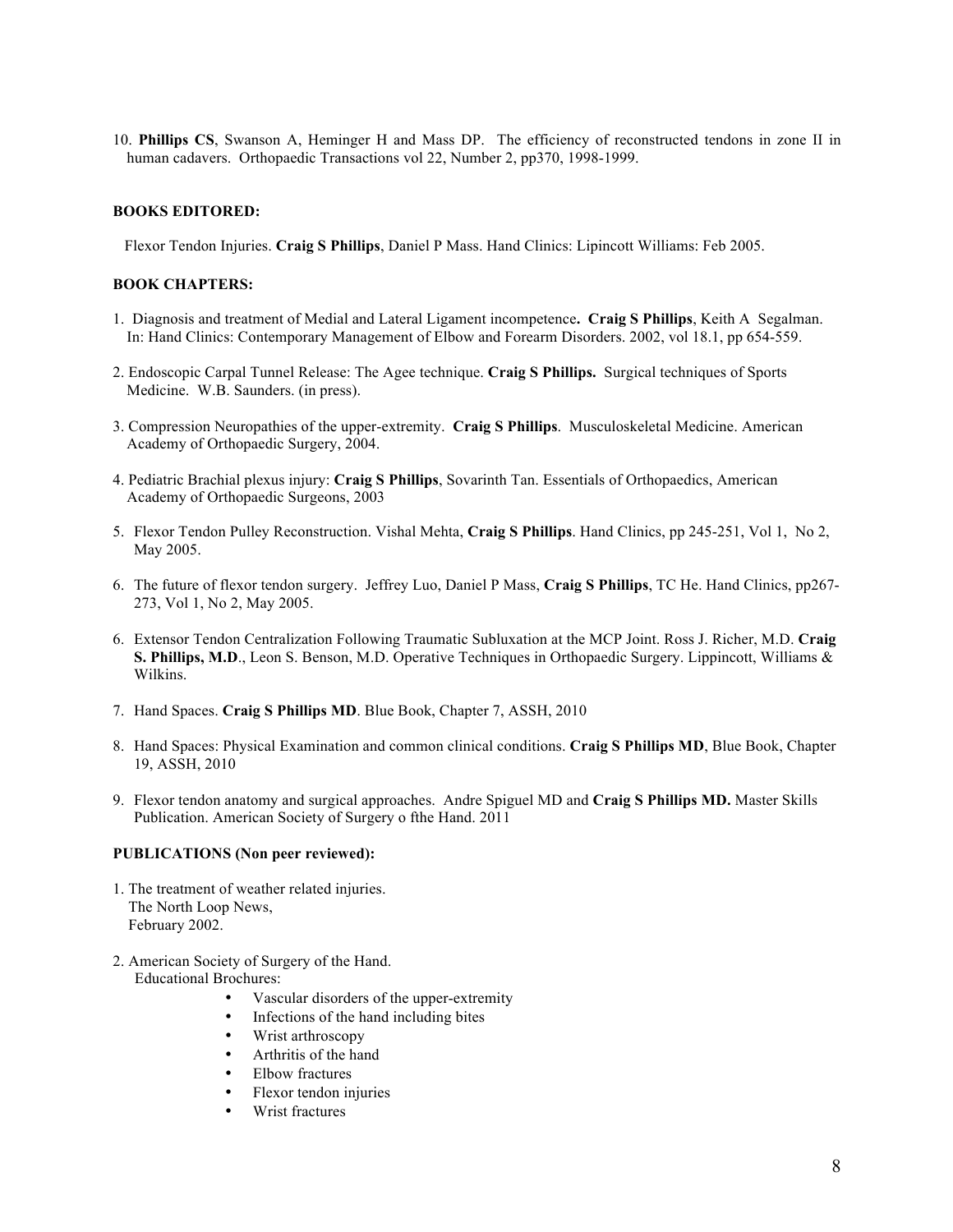10. **Phillips CS**, Swanson A, Heminger H and Mass DP. The efficiency of reconstructed tendons in zone II in human cadavers. Orthopaedic Transactions vol 22, Number 2, pp370, 1998-1999.

**BOOKS EDITORED:**

Flexor Tendon Injuries. **Craig S Phillips**, Daniel P Mass. Hand Clinics: Lipincott Williams: Feb 2005.

**BOOK CHAPTERS:**

1. Diagnosis and treatment of Medial and Lateral Ligament incompetence**.** **Craig S Phillips**, Keith A Segalman. In: Hand Clinics: Contemporary Management of Elbow and Forearm Disorders. 2002, vol 18.1, pp 654-559.

2. Endoscopic Carpal Tunnel Release: The Agee technique. **Craig S Phillips.** Surgical techniques of Sports Medicine. W.B. Saunders. (in press).

3. Compression Neuropathies of the upper-extremity. **Craig S Phillips**. Musculoskeletal Medicine. American Academy of Orthopaedic Surgery, 2004.

4. Pediatric Brachial plexus injury: **Craig S Phillips**, Sovarinth Tan. Essentials of Orthopaedics, American Academy of Orthopaedic Surgeons, 2003

5. Flexor Tendon Pulley Reconstruction. Vishal Mehta, **Craig S Phillips**. Hand Clinics, pp 245-251, Vol 1, No 2, May 2005.

6. The future of flexor tendon surgery. Jeffrey Luo, Daniel P Mass, **Craig S Phillips**, TC He. Hand Clinics, pp267-273, Vol 1, No 2, May 2005.

6. Extensor Tendon Centralization Following Traumatic Subluxation at the MCP Joint. Ross J. Richer, M.D. **Craig S. Phillips, M.D**., Leon S. Benson, M.D. Operative Techniques in Orthopaedic Surgery. Lippincott, Williams & Wilkins.

7. Hand Spaces. **Craig S Phillips MD**. Blue Book, Chapter 7, ASSH, 2010

8. Hand Spaces: Physical Examination and common clinical conditions. **Craig S Phillips MD**, Blue Book, Chapter 19, ASSH, 2010

9. Flexor tendon anatomy and surgical approaches. Andre Spiguel MD and **Craig S Phillips MD.** Master Skills Publication. American Society of Surgery o fthe Hand. 2011

**PUBLICATIONS (Non peer reviewed):**

1. The treatment of weather related injuries.
   The North Loop News,
   February 2002.

2. American Society of Surgery of the Hand.
   Educational Brochures:
   - Vascular disorders of the upper-extremity
   - Infections of the hand including bites
   - Wrist arthroscopy
   - Arthritis of the hand
   - Elbow fractures
   - Flexor tendon injuries
   - Wrist fractures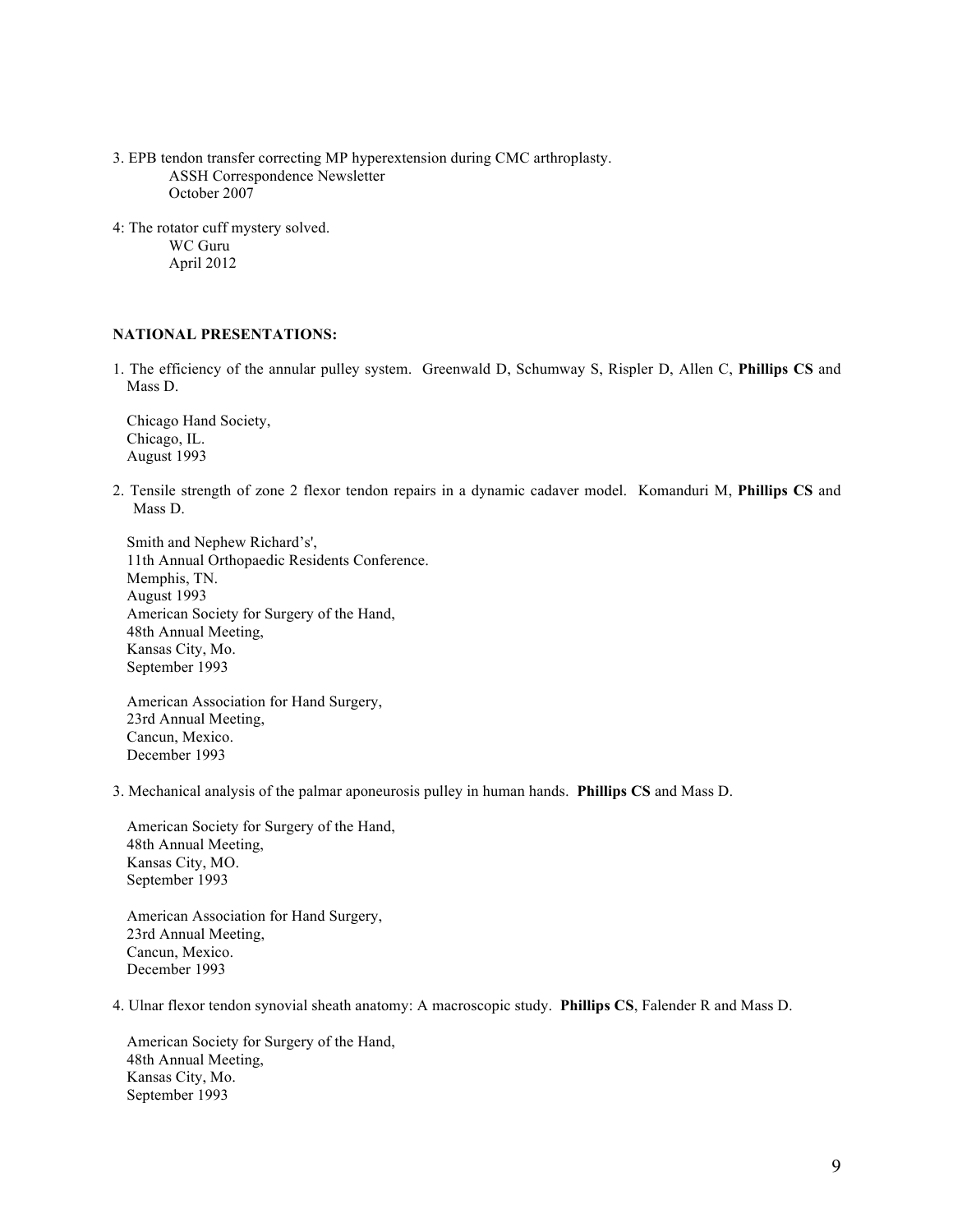3. EPB tendon transfer correcting MP hyperextension during CMC arthroplasty.
   ASSH Correspondence Newsletter
   October 2007

4: The rotator cuff mystery solved.
   WC Guru
   April 2012

**NATIONAL PRESENTATIONS:**

1. The efficiency of the annular pulley system. Greenwald D, Schumway S, Rispler D, Allen C, **Phillips CS** and Mass D.

   Chicago Hand Society,
   Chicago, IL.
   August 1993

2. Tensile strength of zone 2 flexor tendon repairs in a dynamic cadaver model. Komanduri M, **Phillips CS** and Mass D.

   Smith and Nephew Richard's',
   11th Annual Orthopaedic Residents Conference.
   Memphis, TN.
   August 1993
   American Society for Surgery of the Hand,
   48th Annual Meeting,
   Kansas City, Mo.
   September 1993

   American Association for Hand Surgery,
   23rd Annual Meeting,
   Cancun, Mexico.
   December 1993

3. Mechanical analysis of the palmar aponeurosis pulley in human hands. **Phillips CS** and Mass D.

   American Society for Surgery of the Hand,
   48th Annual Meeting,
   Kansas City, MO.
   September 1993

   American Association for Hand Surgery,
   23rd Annual Meeting,
   Cancun, Mexico.
   December 1993

4. Ulnar flexor tendon synovial sheath anatomy: A macroscopic study. **Phillips CS**, Falender R and Mass D.

   American Society for Surgery of the Hand,
   48th Annual Meeting,
   Kansas City, Mo.
   September 1993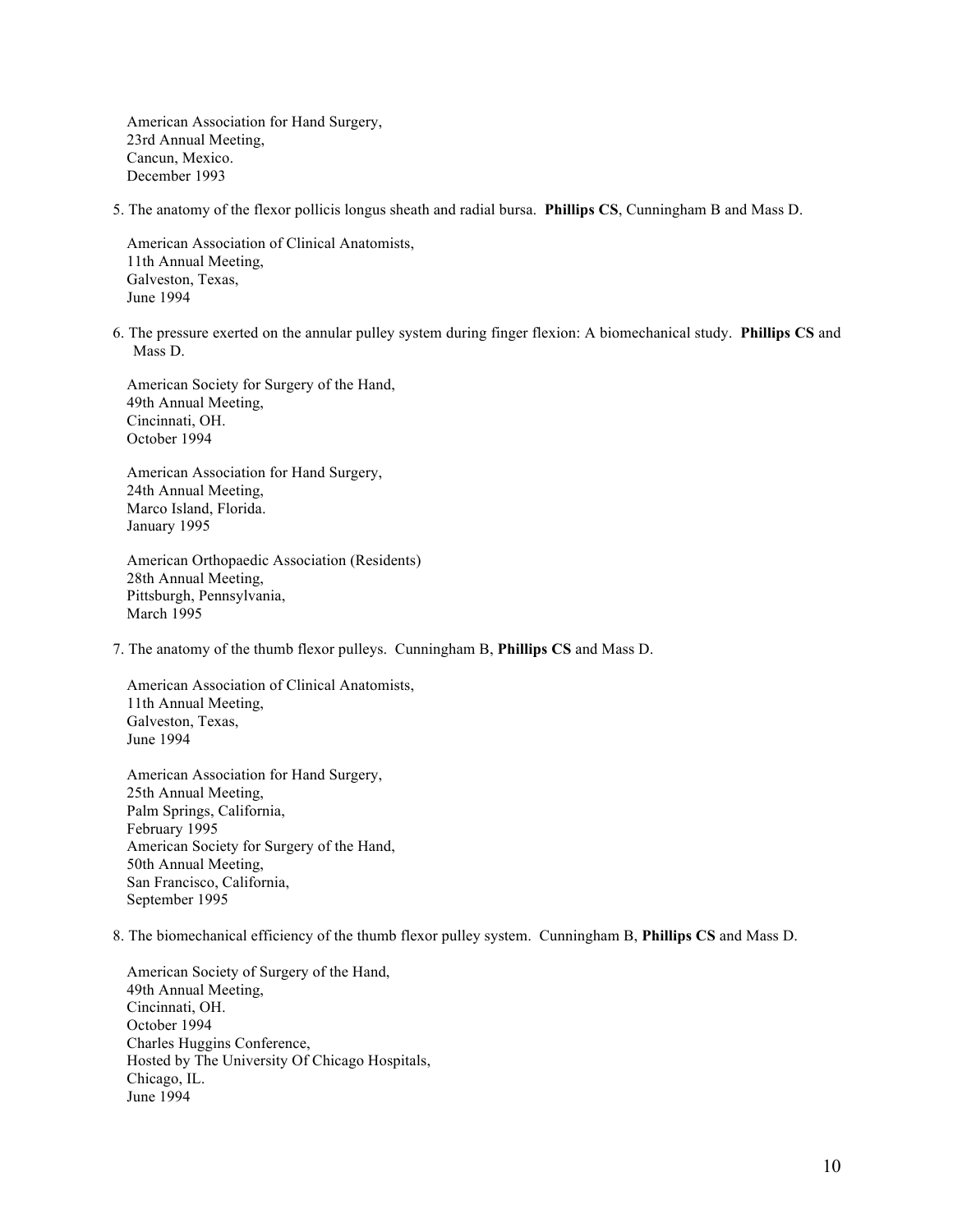American Association for Hand Surgery,
23rd Annual Meeting,
Cancun, Mexico.
December 1993

5. The anatomy of the flexor pollicis longus sheath and radial bursa. **Phillips CS**, Cunningham B and Mass D.

   American Association of Clinical Anatomists,
   11th Annual Meeting,
   Galveston, Texas,
   June 1994

6. The pressure exerted on the annular pulley system during finger flexion: A biomechanical study. **Phillips CS** and Mass D.

   American Society for Surgery of the Hand,
   49th Annual Meeting,
   Cincinnati, OH.
   October 1994

   American Association for Hand Surgery,
   24th Annual Meeting,
   Marco Island, Florida.
   January 1995

   American Orthopaedic Association (Residents)
   28th Annual Meeting,
   Pittsburgh, Pennsylvania,
   March 1995

7. The anatomy of the thumb flexor pulleys. Cunningham B, **Phillips CS** and Mass D.

   American Association of Clinical Anatomists,
   11th Annual Meeting,
   Galveston, Texas,
   June 1994

   American Association for Hand Surgery,
   25th Annual Meeting,
   Palm Springs, California,
   February 1995
   American Society for Surgery of the Hand,
   50th Annual Meeting,
   San Francisco, California,
   September 1995

8. The biomechanical efficiency of the thumb flexor pulley system. Cunningham B, **Phillips CS** and Mass D.

   American Society of Surgery of the Hand,
   49th Annual Meeting,
   Cincinnati, OH.
   October 1994
   Charles Huggins Conference,
   Hosted by The University Of Chicago Hospitals,
   Chicago, IL.
   June 1994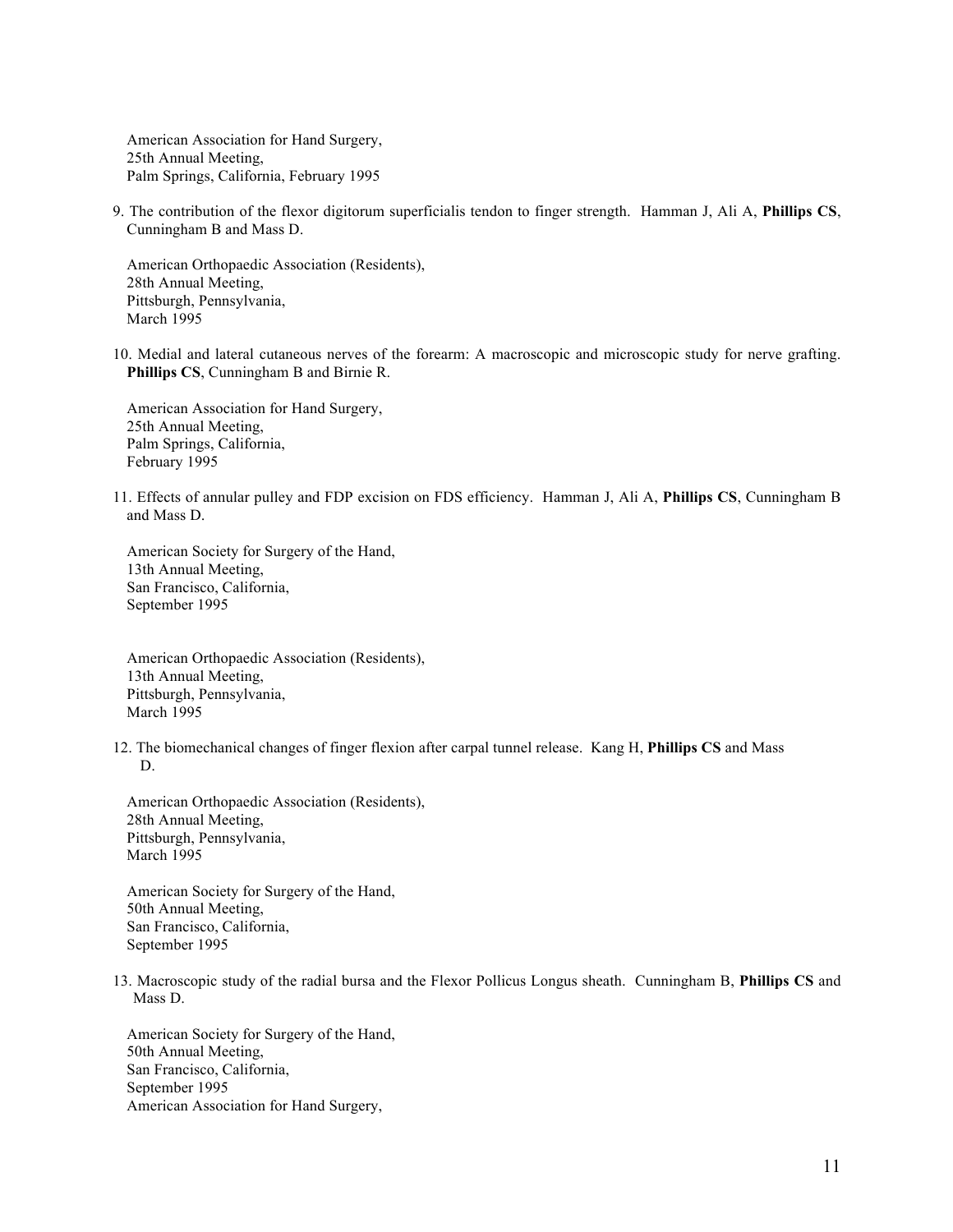American Association for Hand Surgery,
25th Annual Meeting,
Palm Springs, California, February 1995

9. The contribution of the flexor digitorum superficialis tendon to finger strength. Hamman J, Ali A, **Phillips CS**, Cunningham B and Mass D.

   American Orthopaedic Association (Residents),
   28th Annual Meeting,
   Pittsburgh, Pennsylvania,
   March 1995

10. Medial and lateral cutaneous nerves of the forearm: A macroscopic and microscopic study for nerve grafting. **Phillips CS**, Cunningham B and Birnie R.

    American Association for Hand Surgery,
    25th Annual Meeting,
    Palm Springs, California,
    February 1995

11. Effects of annular pulley and FDP excision on FDS efficiency. Hamman J, Ali A, **Phillips CS**, Cunningham B and Mass D.

    American Society for Surgery of the Hand,
    13th Annual Meeting,
    San Francisco, California,
    September 1995

    American Orthopaedic Association (Residents),
    13th Annual Meeting,
    Pittsburgh, Pennsylvania,
    March 1995

12. The biomechanical changes of finger flexion after carpal tunnel release. Kang H, **Phillips CS** and Mass D.

    American Orthopaedic Association (Residents),
    28th Annual Meeting,
    Pittsburgh, Pennsylvania,
    March 1995

    American Society for Surgery of the Hand,
    50th Annual Meeting,
    San Francisco, California,
    September 1995

13. Macroscopic study of the radial bursa and the Flexor Pollicus Longus sheath. Cunningham B, **Phillips CS** and Mass D.

    American Society for Surgery of the Hand,
    50th Annual Meeting,
    San Francisco, California,
    September 1995
    American Association for Hand Surgery,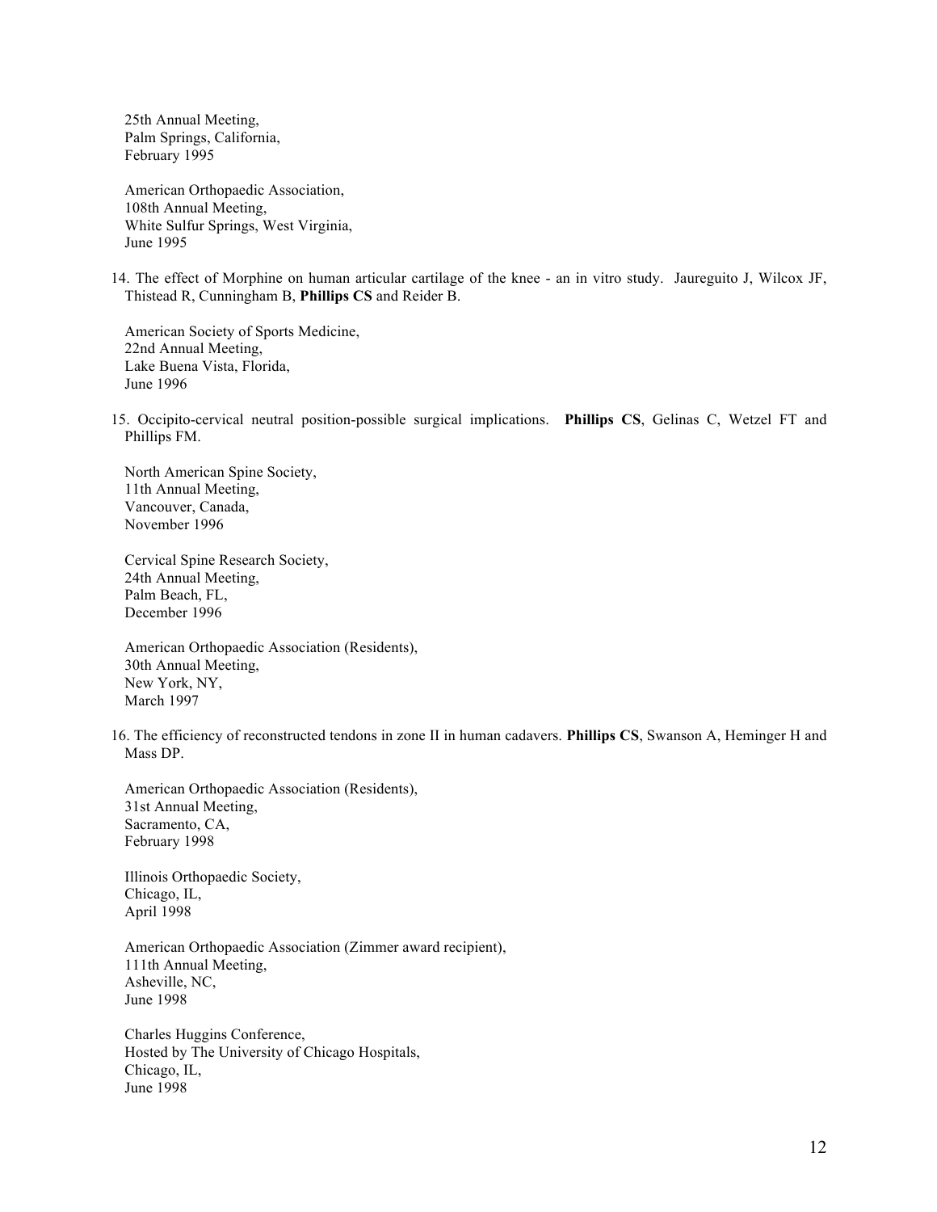25th Annual Meeting,
Palm Springs, California,
February 1995

American Orthopaedic Association,
108th Annual Meeting,
White Sulfur Springs, West Virginia,
June 1995

14. The effect of Morphine on human articular cartilage of the knee - an in vitro study. Jaureguito J, Wilcox JF, Thistead R, Cunningham B, **Phillips CS** and Reider B.

    American Society of Sports Medicine,
    22nd Annual Meeting,
    Lake Buena Vista, Florida,
    June 1996

15. Occipito-cervical neutral position-possible surgical implications. **Phillips CS**, Gelinas C, Wetzel FT and Phillips FM.

    North American Spine Society,
    11th Annual Meeting,
    Vancouver, Canada,
    November 1996

    Cervical Spine Research Society,
    24th Annual Meeting,
    Palm Beach, FL,
    December 1996

    American Orthopaedic Association (Residents),
    30th Annual Meeting,
    New York, NY,
    March 1997

16. The efficiency of reconstructed tendons in zone II in human cadavers. **Phillips CS**, Swanson A, Heminger H and Mass DP.

    American Orthopaedic Association (Residents),
    31st Annual Meeting,
    Sacramento, CA,
    February 1998

    Illinois Orthopaedic Society,
    Chicago, IL,
    April 1998

    American Orthopaedic Association (Zimmer award recipient),
    111th Annual Meeting,
    Asheville, NC,
    June 1998

    Charles Huggins Conference,
    Hosted by The University of Chicago Hospitals,
    Chicago, IL,
    June 1998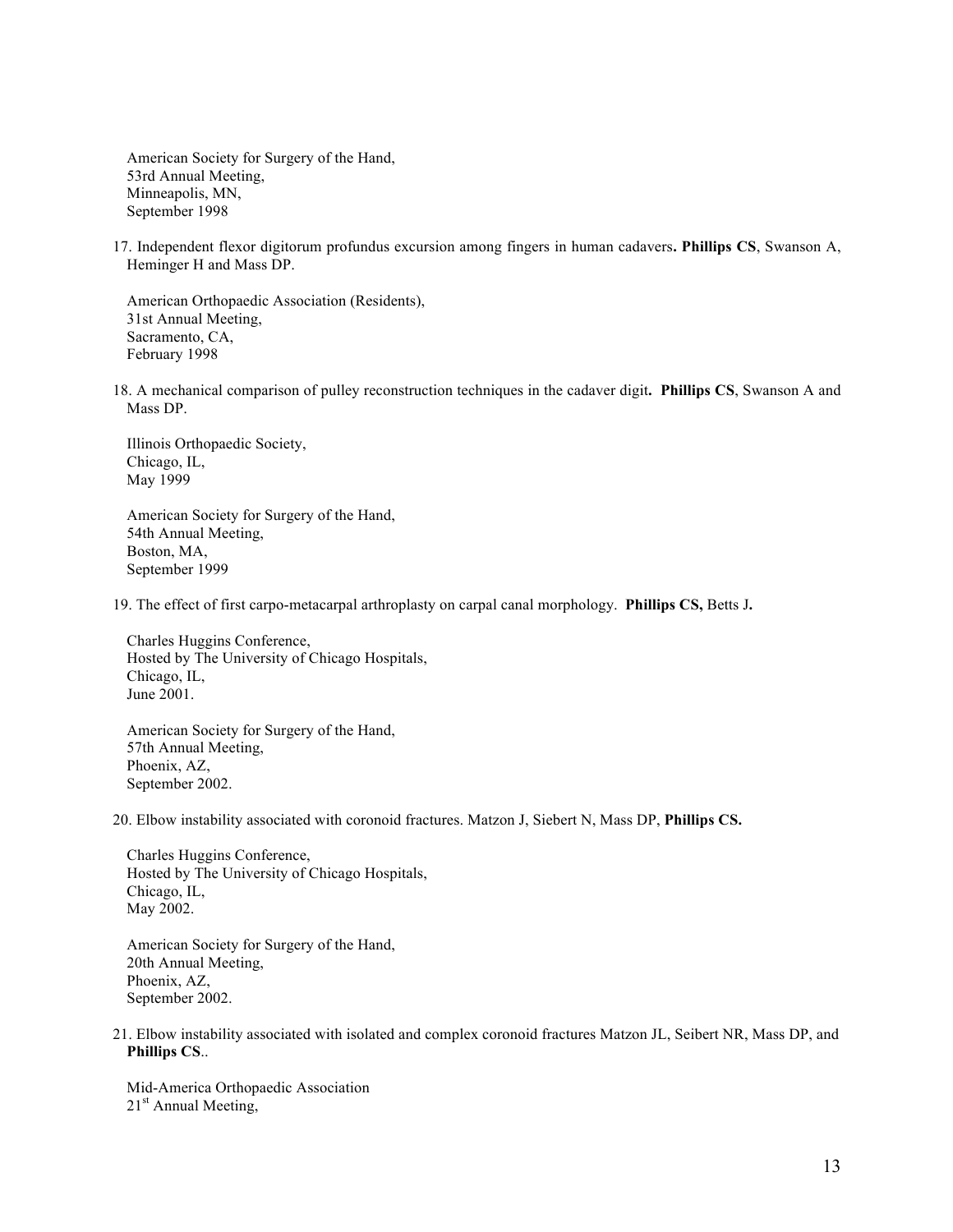American Society for Surgery of the Hand,
53rd Annual Meeting,
Minneapolis, MN,
September 1998

17. Independent flexor digitorum profundus excursion among fingers in human cadavers**. Phillips CS**, Swanson A, Heminger H and Mass DP.

    American Orthopaedic Association (Residents),
    31st Annual Meeting,
    Sacramento, CA,
    February 1998

18. A mechanical comparison of pulley reconstruction techniques in the cadaver digit**. Phillips CS**, Swanson A and Mass DP.

    Illinois Orthopaedic Society,
    Chicago, IL,
    May 1999

    American Society for Surgery of the Hand,
    54th Annual Meeting,
    Boston, MA,
    September 1999

19. The effect of first carpo-metacarpal arthroplasty on carpal canal morphology. **Phillips CS,** Betts J**.**

    Charles Huggins Conference,
    Hosted by The University of Chicago Hospitals,
    Chicago, IL,
    June 2001.

    American Society for Surgery of the Hand,
    57th Annual Meeting,
    Phoenix, AZ,
    September 2002.

20. Elbow instability associated with coronoid fractures. Matzon J, Siebert N, Mass DP, **Phillips CS.**

    Charles Huggins Conference,
    Hosted by The University of Chicago Hospitals,
    Chicago, IL,
    May 2002.

    American Society for Surgery of the Hand,
    20th Annual Meeting,
    Phoenix, AZ,
    September 2002.

21. Elbow instability associated with isolated and complex coronoid fractures Matzon JL, Seibert NR, Mass DP, and **Phillips CS**..

    Mid-America Orthopaedic Association
    21st Annual Meeting,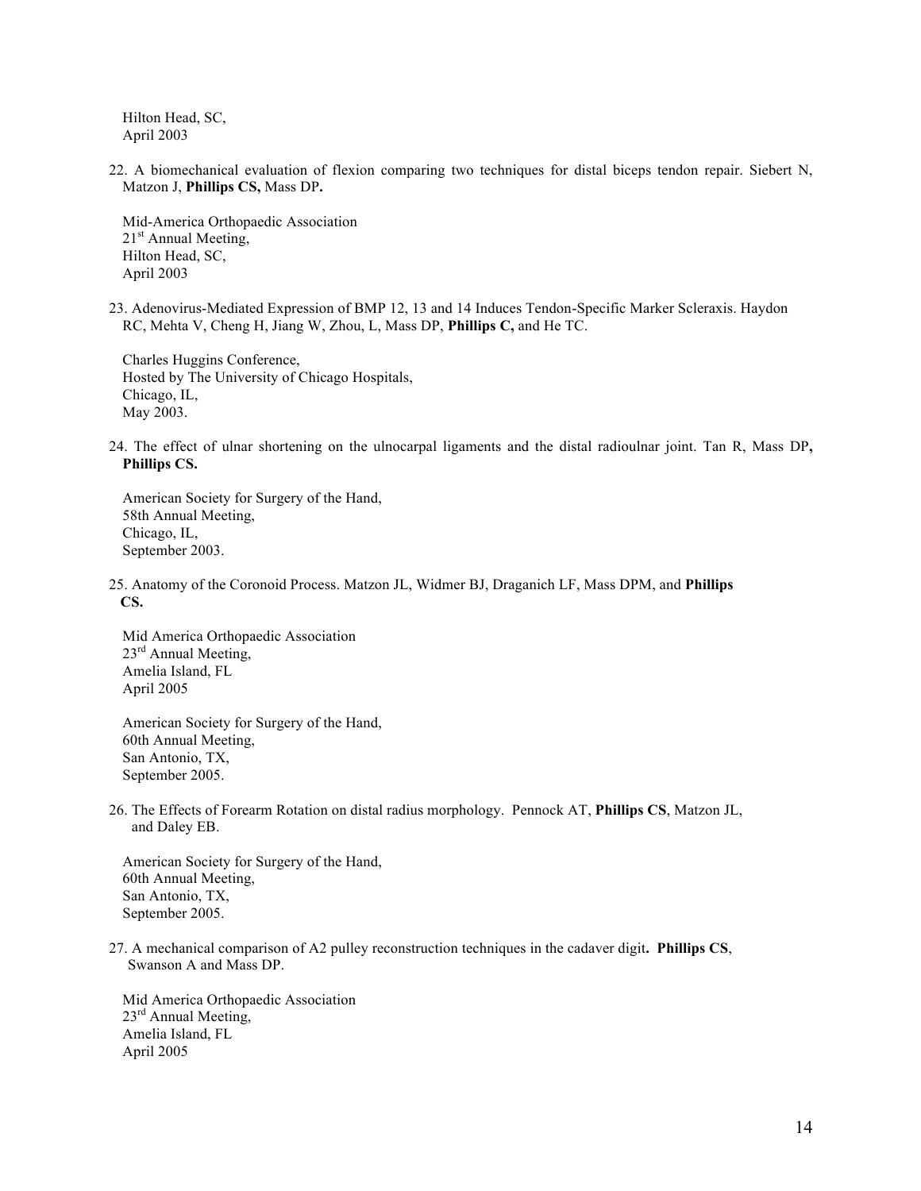Hilton Head, SC,
April 2003

22. A biomechanical evaluation of flexion comparing two techniques for distal biceps tendon repair. Siebert N, Matzon J, **Phillips CS,** Mass DP**.**

    Mid-America Orthopaedic Association
    21st Annual Meeting,
    Hilton Head, SC,
    April 2003

23. Adenovirus-Mediated Expression of BMP 12, 13 and 14 Induces Tendon-Specific Marker Scleraxis. Haydon RC, Mehta V, Cheng H, Jiang W, Zhou, L, Mass DP, **Phillips C,** and He TC.

    Charles Huggins Conference,
    Hosted by The University of Chicago Hospitals,
    Chicago, IL,
    May 2003.

24. The effect of ulnar shortening on the ulnocarpal ligaments and the distal radioulnar joint. Tan R, Mass DP**, Phillips CS.**

    American Society for Surgery of the Hand,
    58th Annual Meeting,
    Chicago, IL,
    September 2003.

25. Anatomy of the Coronoid Process. Matzon JL, Widmer BJ, Draganich LF, Mass DPM, and **Phillips CS.**

    Mid America Orthopaedic Association
    23rd Annual Meeting,
    Amelia Island, FL
    April 2005

    American Society for Surgery of the Hand,
    60th Annual Meeting,
    San Antonio, TX,
    September 2005.

26. The Effects of Forearm Rotation on distal radius morphology. Pennock AT, **Phillips CS**, Matzon JL, and Daley EB.

    American Society for Surgery of the Hand,
    60th Annual Meeting,
    San Antonio, TX,
    September 2005.

27. A mechanical comparison of A2 pulley reconstruction techniques in the cadaver digit**. Phillips CS**, Swanson A and Mass DP.

    Mid America Orthopaedic Association
    23rd Annual Meeting,
    Amelia Island, FL
    April 2005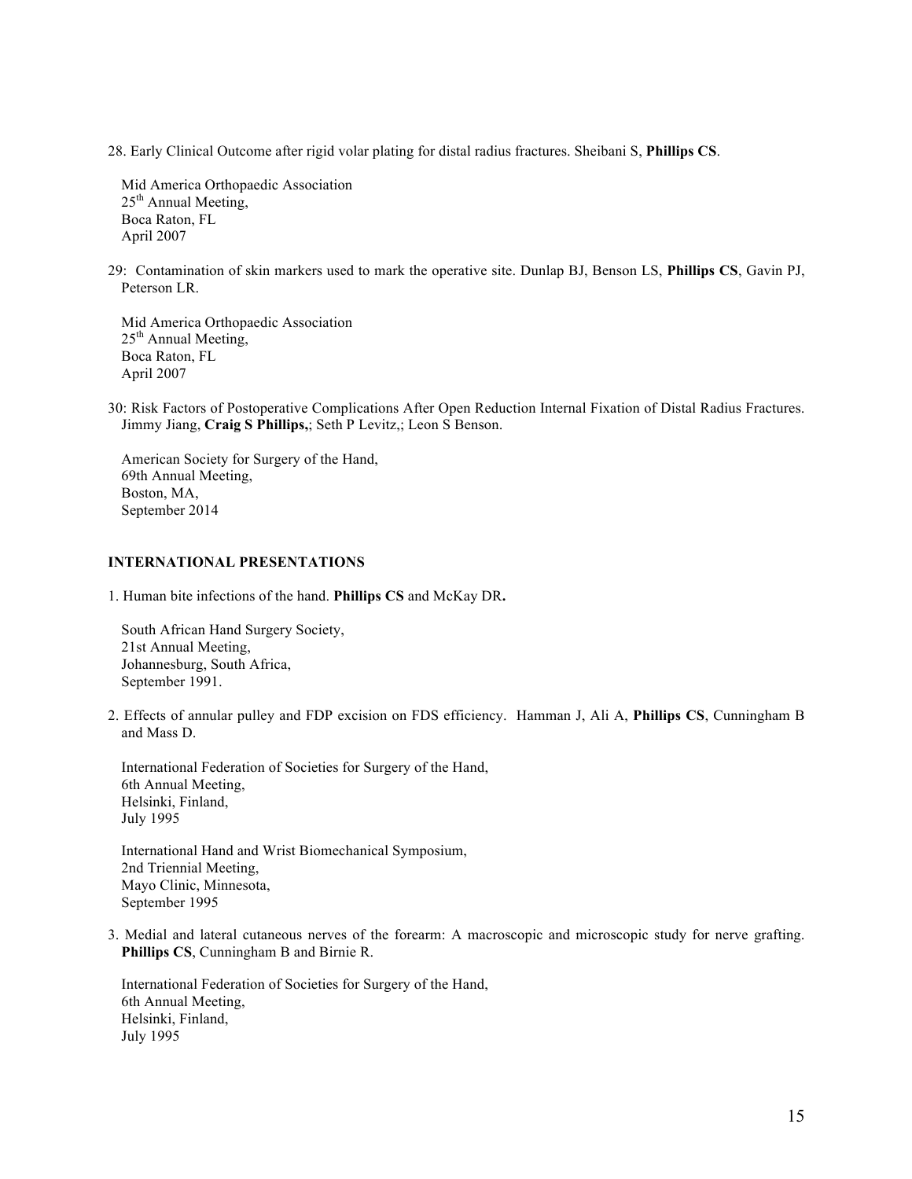28. Early Clinical Outcome after rigid volar plating for distal radius fractures. Sheibani S, **Phillips CS**.

    Mid America Orthopaedic Association
    25th Annual Meeting,
    Boca Raton, FL
    April 2007

29: Contamination of skin markers used to mark the operative site. Dunlap BJ, Benson LS, **Phillips CS**, Gavin PJ, Peterson LR.

    Mid America Orthopaedic Association
    25th Annual Meeting,
    Boca Raton, FL
    April 2007

30: Risk Factors of Postoperative Complications After Open Reduction Internal Fixation of Distal Radius Fractures. Jimmy Jiang, **Craig S Phillips,**; Seth P Levitz,; Leon S Benson.

    American Society for Surgery of the Hand,
    69th Annual Meeting,
    Boston, MA,
    September 2014

**INTERNATIONAL PRESENTATIONS**

1. Human bite infections of the hand. **Phillips CS** and McKay DR**.**

    South African Hand Surgery Society,
    21st Annual Meeting,
    Johannesburg, South Africa,
    September 1991.

2. Effects of annular pulley and FDP excision on FDS efficiency. Hamman J, Ali A, **Phillips CS**, Cunningham B and Mass D.

    International Federation of Societies for Surgery of the Hand,
    6th Annual Meeting,
    Helsinki, Finland,
    July 1995

    International Hand and Wrist Biomechanical Symposium,
    2nd Triennial Meeting,
    Mayo Clinic, Minnesota,
    September 1995

3. Medial and lateral cutaneous nerves of the forearm: A macroscopic and microscopic study for nerve grafting. **Phillips CS**, Cunningham B and Birnie R.

    International Federation of Societies for Surgery of the Hand,
    6th Annual Meeting,
    Helsinki, Finland,
    July 1995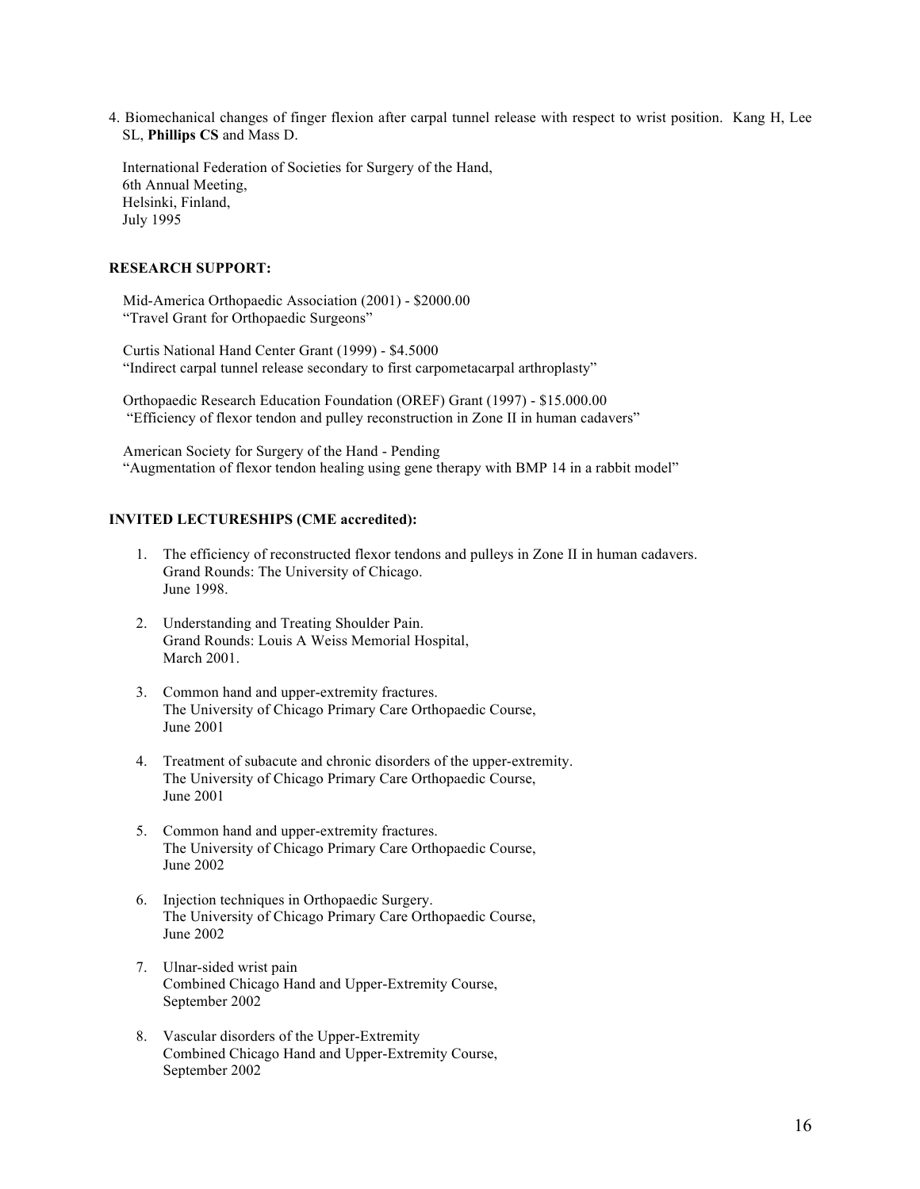4. Biomechanical changes of finger flexion after carpal tunnel release with respect to wrist position. Kang H, Lee SL, **Phillips CS** and Mass D.

   International Federation of Societies for Surgery of the Hand,
   6th Annual Meeting,
   Helsinki, Finland,
   July 1995

**RESEARCH SUPPORT:**

Mid-America Orthopaedic Association (2001) - $2000.00
"Travel Grant for Orthopaedic Surgeons"

Curtis National Hand Center Grant (1999) - $4.5000
"Indirect carpal tunnel release secondary to first carpometacarpal arthroplasty"

Orthopaedic Research Education Foundation (OREF) Grant (1997) - $15.000.00
"Efficiency of flexor tendon and pulley reconstruction in Zone II in human cadavers"

American Society for Surgery of the Hand - Pending
"Augmentation of flexor tendon healing using gene therapy with BMP 14 in a rabbit model"

**INVITED LECTURESHIPS (CME accredited):**

1. The efficiency of reconstructed flexor tendons and pulleys in Zone II in human cadavers.
   Grand Rounds: The University of Chicago.
   June 1998.

2. Understanding and Treating Shoulder Pain.
   Grand Rounds: Louis A Weiss Memorial Hospital,
   March 2001.

3. Common hand and upper-extremity fractures.
   The University of Chicago Primary Care Orthopaedic Course,
   June 2001

4. Treatment of subacute and chronic disorders of the upper-extremity.
   The University of Chicago Primary Care Orthopaedic Course,
   June 2001

5. Common hand and upper-extremity fractures.
   The University of Chicago Primary Care Orthopaedic Course,
   June 2002

6. Injection techniques in Orthopaedic Surgery.
   The University of Chicago Primary Care Orthopaedic Course,
   June 2002

7. Ulnar-sided wrist pain
   Combined Chicago Hand and Upper-Extremity Course,
   September 2002

8. Vascular disorders of the Upper-Extremity
   Combined Chicago Hand and Upper-Extremity Course,
   September 2002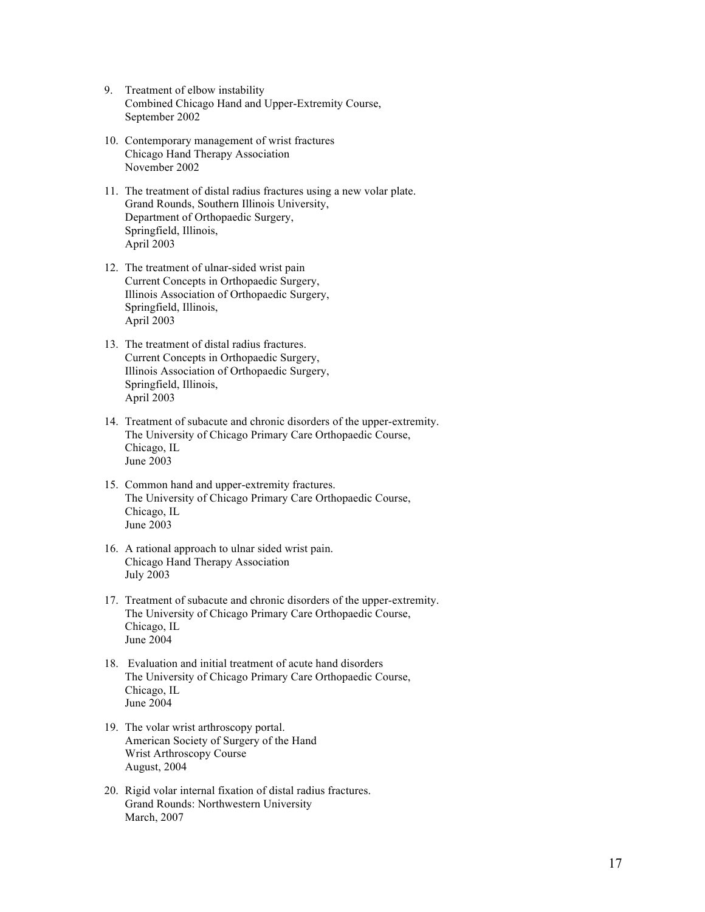9. Treatment of elbow instability
   Combined Chicago Hand and Upper-Extremity Course,
   September 2002

10. Contemporary management of wrist fractures
    Chicago Hand Therapy Association
    November 2002

11. The treatment of distal radius fractures using a new volar plate.
    Grand Rounds, Southern Illinois University,
    Department of Orthopaedic Surgery,
    Springfield, Illinois,
    April 2003

12. The treatment of ulnar-sided wrist pain
    Current Concepts in Orthopaedic Surgery,
    Illinois Association of Orthopaedic Surgery,
    Springfield, Illinois,
    April 2003

13. The treatment of distal radius fractures.
    Current Concepts in Orthopaedic Surgery,
    Illinois Association of Orthopaedic Surgery,
    Springfield, Illinois,
    April 2003

14. Treatment of subacute and chronic disorders of the upper-extremity.
    The University of Chicago Primary Care Orthopaedic Course,
    Chicago, IL
    June 2003

15. Common hand and upper-extremity fractures.
    The University of Chicago Primary Care Orthopaedic Course,
    Chicago, IL
    June 2003

16. A rational approach to ulnar sided wrist pain.
    Chicago Hand Therapy Association
    July 2003

17. Treatment of subacute and chronic disorders of the upper-extremity.
    The University of Chicago Primary Care Orthopaedic Course,
    Chicago, IL
    June 2004

18. Evaluation and initial treatment of acute hand disorders
    The University of Chicago Primary Care Orthopaedic Course,
    Chicago, IL
    June 2004

19. The volar wrist arthroscopy portal.
    American Society of Surgery of the Hand
    Wrist Arthroscopy Course
    August, 2004

20. Rigid volar internal fixation of distal radius fractures.
    Grand Rounds: Northwestern University
    March, 2007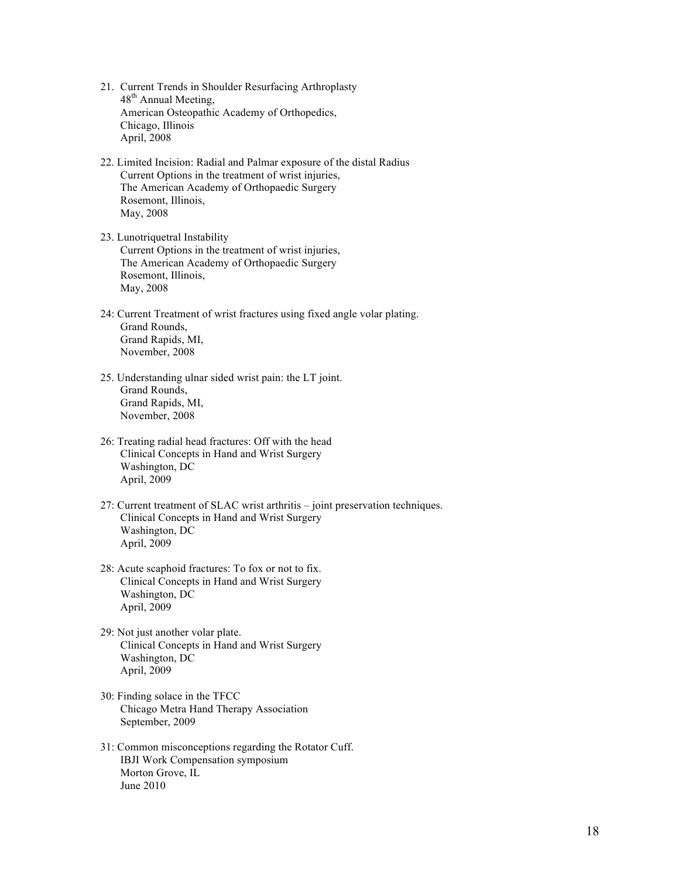21. Current Trends in Shoulder Resurfacing Arthroplasty
    48th Annual Meeting,
    American Osteopathic Academy of Orthopedics,
    Chicago, Illinois
    April, 2008

22. Limited Incision: Radial and Palmar exposure of the distal Radius
    Current Options in the treatment of wrist injuries,
    The American Academy of Orthopaedic Surgery
    Rosemont, Illinois,
    May, 2008

23. Lunotriquetral Instability
    Current Options in the treatment of wrist injuries,
    The American Academy of Orthopaedic Surgery
    Rosemont, Illinois,
    May, 2008

24: Current Treatment of wrist fractures using fixed angle volar plating.
    Grand Rounds,
    Grand Rapids, MI,
    November, 2008

25. Understanding ulnar sided wrist pain: the LT joint.
    Grand Rounds,
    Grand Rapids, MI,
    November, 2008

26: Treating radial head fractures: Off with the head
    Clinical Concepts in Hand and Wrist Surgery
    Washington, DC
    April, 2009

27: Current treatment of SLAC wrist arthritis – joint preservation techniques.
    Clinical Concepts in Hand and Wrist Surgery
    Washington, DC
    April, 2009

28: Acute scaphoid fractures: To fox or not to fix.
    Clinical Concepts in Hand and Wrist Surgery
    Washington, DC
    April, 2009

29: Not just another volar plate.
    Clinical Concepts in Hand and Wrist Surgery
    Washington, DC
    April, 2009

30: Finding solace in the TFCC
    Chicago Metra Hand Therapy Association
    September, 2009

31: Common misconceptions regarding the Rotator Cuff.
    IBJI Work Compensation symposium
    Morton Grove, IL
    June 2010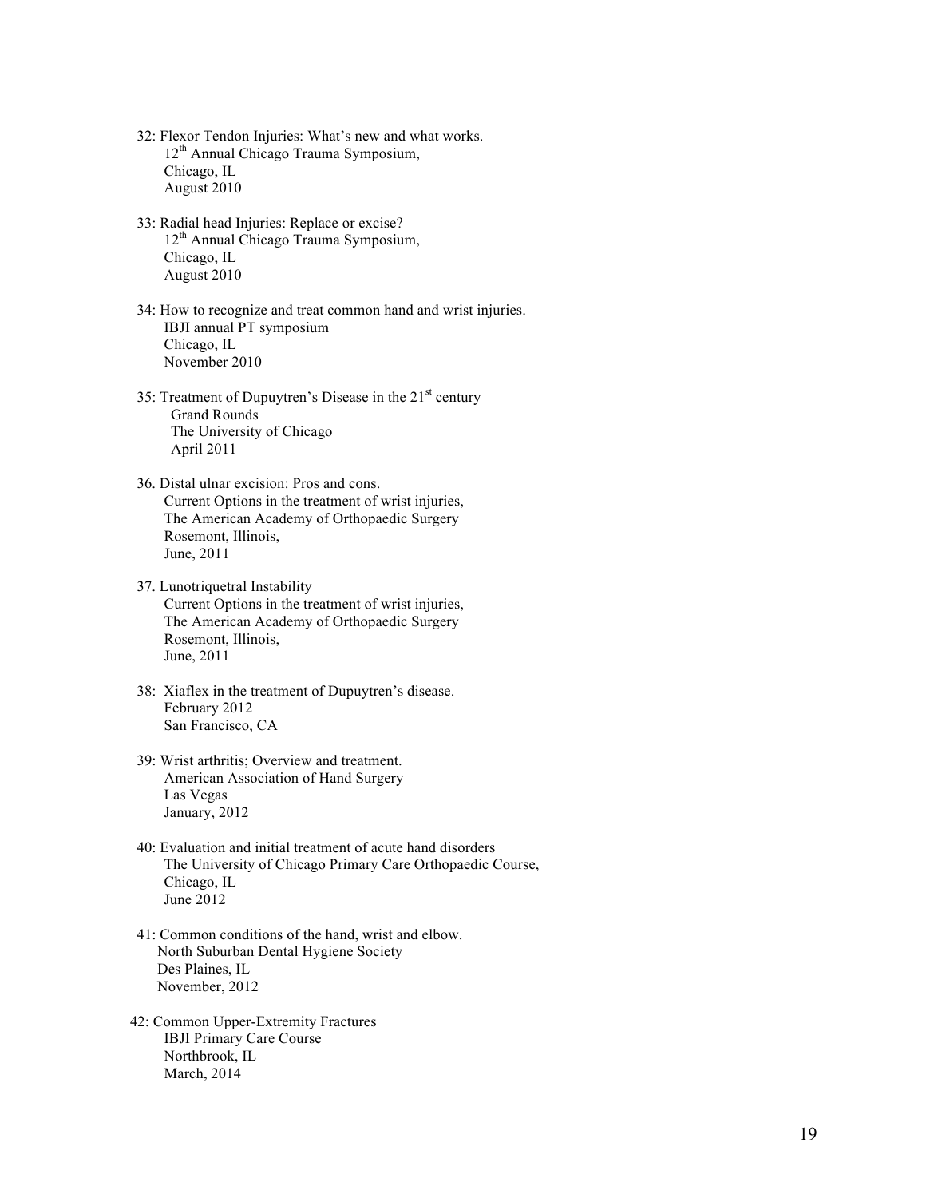32: Flexor Tendon Injuries: What's new and what works.
12th Annual Chicago Trauma Symposium,
Chicago, IL
August 2010

33: Radial head Injuries: Replace or excise?
12th Annual Chicago Trauma Symposium,
Chicago, IL
August 2010

34: How to recognize and treat common hand and wrist injuries.
IBJI annual PT symposium
Chicago, IL
November 2010

35: Treatment of Dupuytren's Disease in the 21st century
Grand Rounds
The University of Chicago
April 2011

36. Distal ulnar excision: Pros and cons.
Current Options in the treatment of wrist injuries,
The American Academy of Orthopaedic Surgery
Rosemont, Illinois,
June, 2011

37. Lunotriquetral Instability
Current Options in the treatment of wrist injuries,
The American Academy of Orthopaedic Surgery
Rosemont, Illinois,
June, 2011

38: Xiaflex in the treatment of Dupuytren's disease.
February 2012
San Francisco, CA

39: Wrist arthritis; Overview and treatment.
American Association of Hand Surgery
Las Vegas
January, 2012

40: Evaluation and initial treatment of acute hand disorders
The University of Chicago Primary Care Orthopaedic Course,
Chicago, IL
June 2012

41: Common conditions of the hand, wrist and elbow.
North Suburban Dental Hygiene Society
Des Plaines, IL
November, 2012

42: Common Upper-Extremity Fractures
IBJI Primary Care Course
Northbrook, IL
March, 2014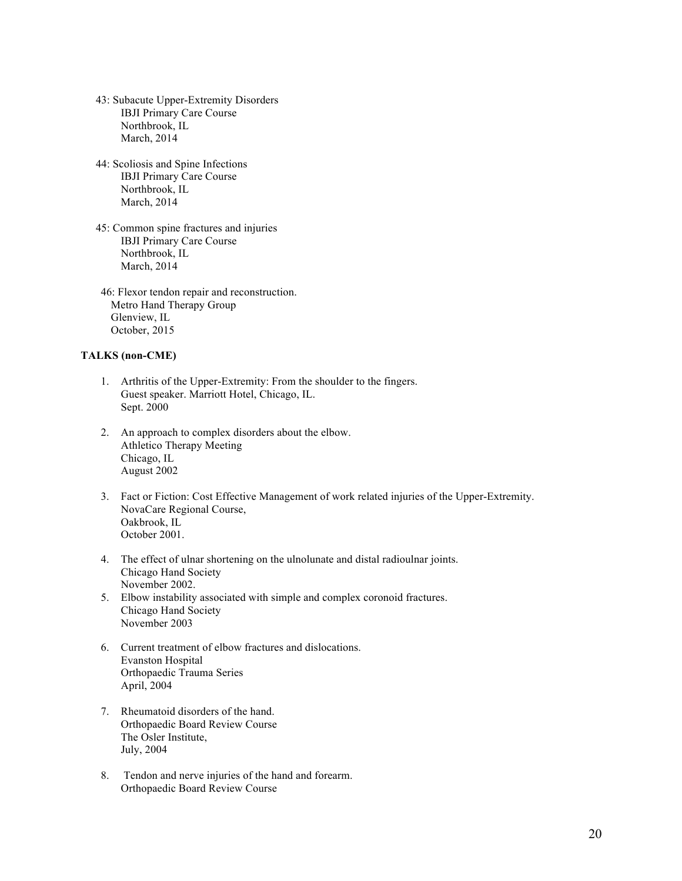43: Subacute Upper-Extremity Disorders
IBJI Primary Care Course
Northbrook, IL
March, 2014

44: Scoliosis and Spine Infections
IBJI Primary Care Course
Northbrook, IL
March, 2014

45: Common spine fractures and injuries
IBJI Primary Care Course
Northbrook, IL
March, 2014

46: Flexor tendon repair and reconstruction.
Metro Hand Therapy Group
Glenview, IL
October, 2015

**TALKS (non-CME)**

1. Arthritis of the Upper-Extremity: From the shoulder to the fingers.
   Guest speaker. Marriott Hotel, Chicago, IL.
   Sept. 2000

2. An approach to complex disorders about the elbow.
   Athletico Therapy Meeting
   Chicago, IL
   August 2002

3. Fact or Fiction: Cost Effective Management of work related injuries of the Upper-Extremity.
   NovaCare Regional Course,
   Oakbrook, IL
   October 2001.

4. The effect of ulnar shortening on the ulnolunate and distal radioulnar joints.
   Chicago Hand Society
   November 2002.

5. Elbow instability associated with simple and complex coronoid fractures.
   Chicago Hand Society
   November 2003

6. Current treatment of elbow fractures and dislocations.
   Evanston Hospital
   Orthopaedic Trauma Series
   April, 2004

7. Rheumatoid disorders of the hand.
   Orthopaedic Board Review Course
   The Osler Institute,
   July, 2004

8. Tendon and nerve injuries of the hand and forearm.
   Orthopaedic Board Review Course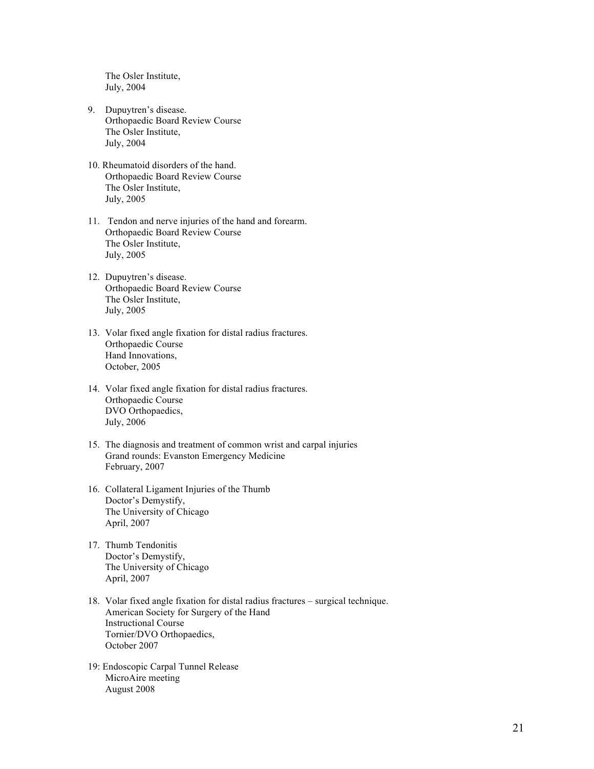The Osler Institute,
July, 2004

9. Dupuytren's disease.
   Orthopaedic Board Review Course
   The Osler Institute,
   July, 2004

10. Rheumatoid disorders of the hand.
    Orthopaedic Board Review Course
    The Osler Institute,
    July, 2005

11. Tendon and nerve injuries of the hand and forearm.
    Orthopaedic Board Review Course
    The Osler Institute,
    July, 2005

12. Dupuytren's disease.
    Orthopaedic Board Review Course
    The Osler Institute,
    July, 2005

13. Volar fixed angle fixation for distal radius fractures.
    Orthopaedic Course
    Hand Innovations,
    October, 2005

14. Volar fixed angle fixation for distal radius fractures.
    Orthopaedic Course
    DVO Orthopaedics,
    July, 2006

15. The diagnosis and treatment of common wrist and carpal injuries
    Grand rounds: Evanston Emergency Medicine
    February, 2007

16. Collateral Ligament Injuries of the Thumb
    Doctor's Demystify,
    The University of Chicago
    April, 2007

17. Thumb Tendonitis
    Doctor's Demystify,
    The University of Chicago
    April, 2007

18. Volar fixed angle fixation for distal radius fractures – surgical technique.
    American Society for Surgery of the Hand
    Instructional Course
    Tornier/DVO Orthopaedics,
    October 2007

19: Endoscopic Carpal Tunnel Release
    MicroAire meeting
    August 2008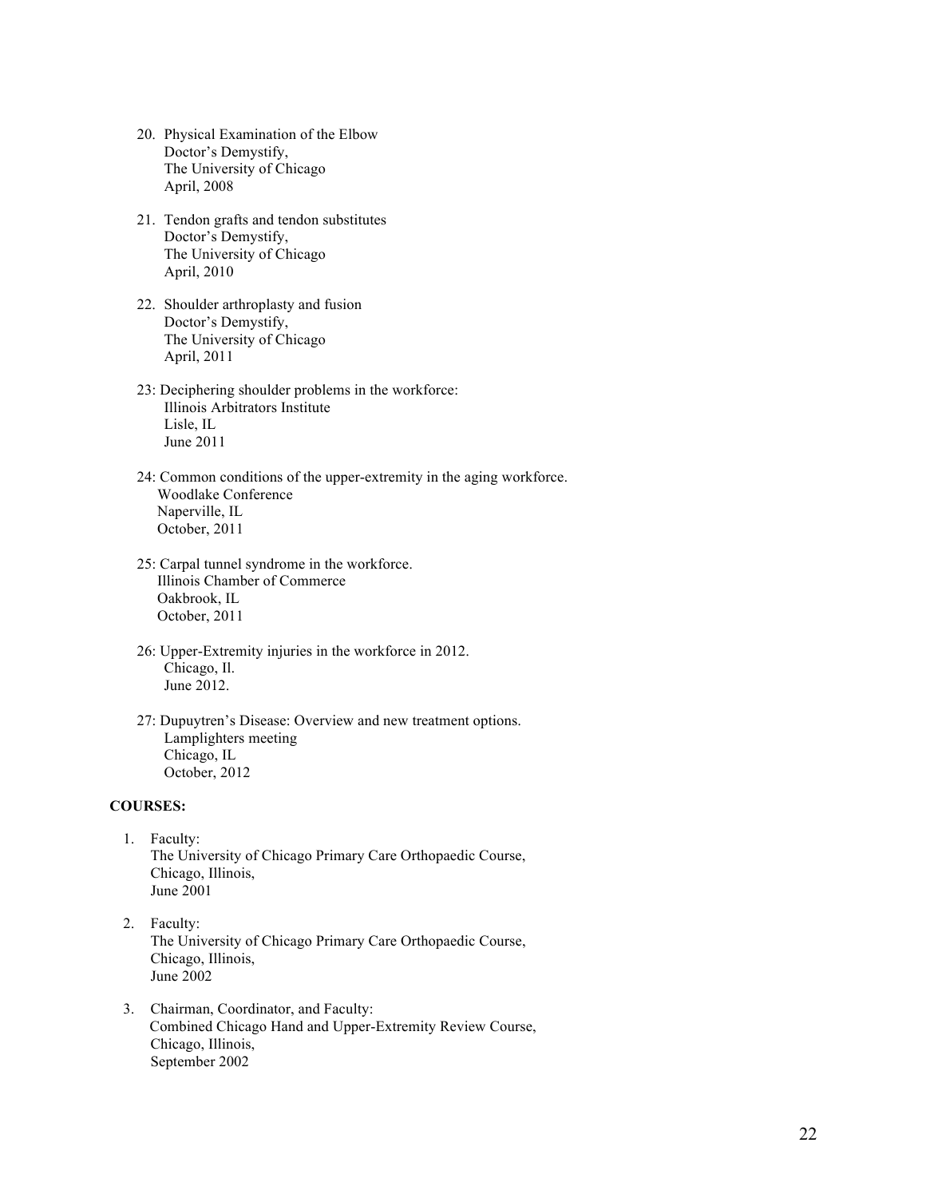20. Physical Examination of the Elbow
    Doctor's Demystify,
    The University of Chicago
    April, 2008

21. Tendon grafts and tendon substitutes
    Doctor's Demystify,
    The University of Chicago
    April, 2010

22. Shoulder arthroplasty and fusion
    Doctor's Demystify,
    The University of Chicago
    April, 2011

23: Deciphering shoulder problems in the workforce:
    Illinois Arbitrators Institute
    Lisle, IL
    June 2011

24: Common conditions of the upper-extremity in the aging workforce.
    Woodlake Conference
    Naperville, IL
    October, 2011

25: Carpal tunnel syndrome in the workforce.
    Illinois Chamber of Commerce
    Oakbrook, IL
    October, 2011

26: Upper-Extremity injuries in the workforce in 2012.
    Chicago, Il.
    June 2012.

27: Dupuytren's Disease: Overview and new treatment options.
    Lamplighters meeting
    Chicago, IL
    October, 2012

**COURSES:**

1. Faculty:
   The University of Chicago Primary Care Orthopaedic Course,
   Chicago, Illinois,
   June 2001

2. Faculty:
   The University of Chicago Primary Care Orthopaedic Course,
   Chicago, Illinois,
   June 2002

3. Chairman, Coordinator, and Faculty:
   Combined Chicago Hand and Upper-Extremity Review Course,
   Chicago, Illinois,
   September 2002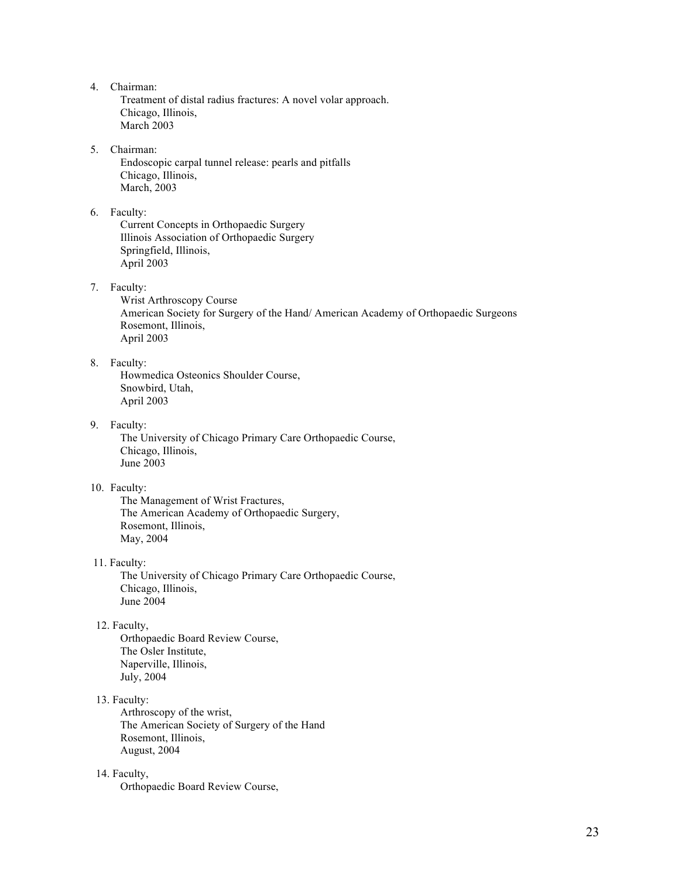4. Chairman:
   Treatment of distal radius fractures: A novel volar approach.
   Chicago, Illinois,
   March 2003

5. Chairman:
   Endoscopic carpal tunnel release: pearls and pitfalls
   Chicago, Illinois,
   March, 2003

6. Faculty:
   Current Concepts in Orthopaedic Surgery
   Illinois Association of Orthopaedic Surgery
   Springfield, Illinois,
   April 2003

7. Faculty:
   Wrist Arthroscopy Course
   American Society for Surgery of the Hand/ American Academy of Orthopaedic Surgeons
   Rosemont, Illinois,
   April 2003

8. Faculty:
   Howmedica Osteonics Shoulder Course,
   Snowbird, Utah,
   April 2003

9. Faculty:
   The University of Chicago Primary Care Orthopaedic Course,
   Chicago, Illinois,
   June 2003

10. Faculty:
    The Management of Wrist Fractures,
    The American Academy of Orthopaedic Surgery,
    Rosemont, Illinois,
    May, 2004

11. Faculty:
    The University of Chicago Primary Care Orthopaedic Course,
    Chicago, Illinois,
    June 2004

12. Faculty,
    Orthopaedic Board Review Course,
    The Osler Institute,
    Naperville, Illinois,
    July, 2004

13. Faculty:
    Arthroscopy of the wrist,
    The American Society of Surgery of the Hand
    Rosemont, Illinois,
    August, 2004

14. Faculty,
    Orthopaedic Board Review Course,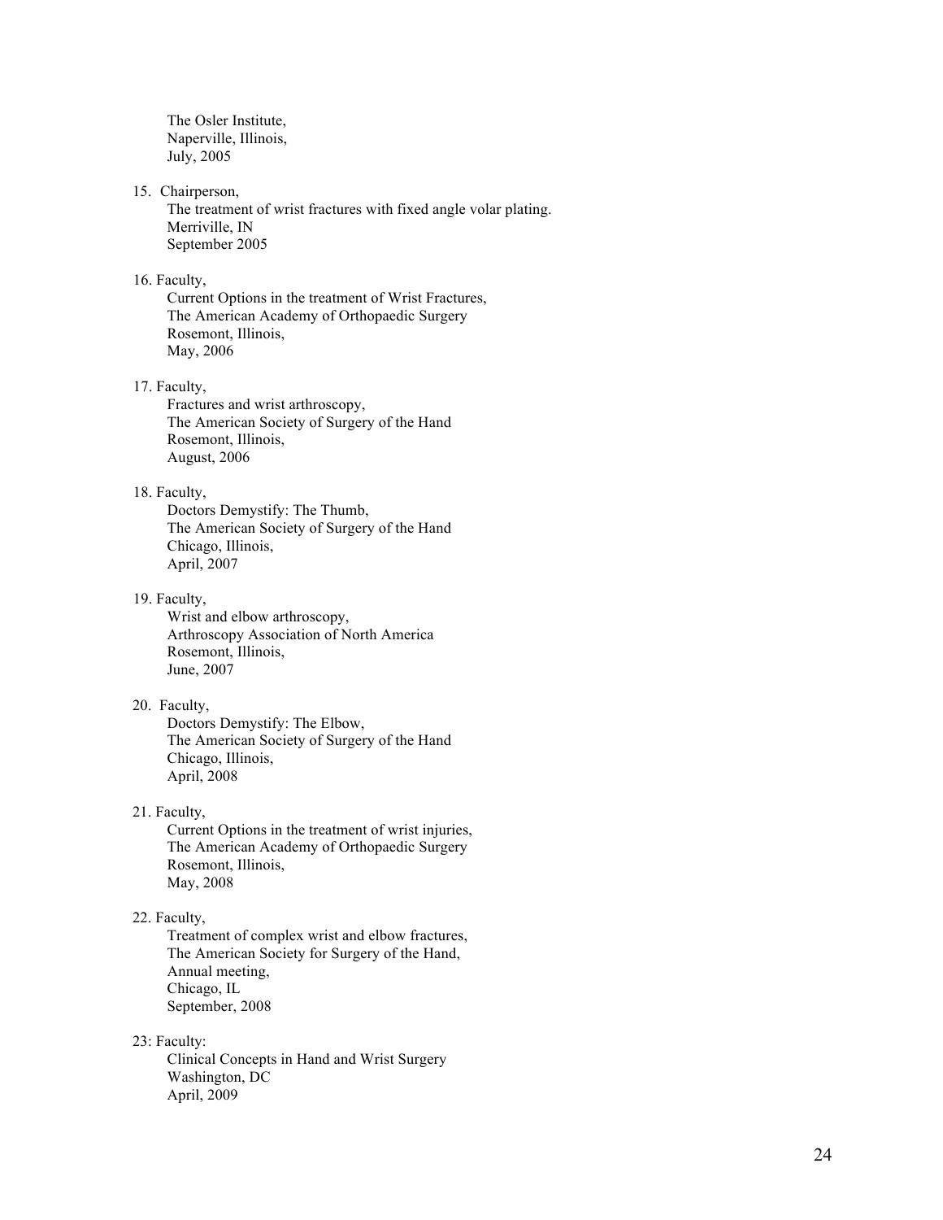The Osler Institute,
Naperville, Illinois,
July, 2005

15. Chairperson,
    The treatment of wrist fractures with fixed angle volar plating.
    Merriville, IN
    September 2005

16. Faculty,
    Current Options in the treatment of Wrist Fractures,
    The American Academy of Orthopaedic Surgery
    Rosemont, Illinois,
    May, 2006

17. Faculty,
    Fractures and wrist arthroscopy,
    The American Society of Surgery of the Hand
    Rosemont, Illinois,
    August, 2006

18. Faculty,
    Doctors Demystify: The Thumb,
    The American Society of Surgery of the Hand
    Chicago, Illinois,
    April, 2007

19. Faculty,
    Wrist and elbow arthroscopy,
    Arthroscopy Association of North America
    Rosemont, Illinois,
    June, 2007

20. Faculty,
    Doctors Demystify: The Elbow,
    The American Society of Surgery of the Hand
    Chicago, Illinois,
    April, 2008

21. Faculty,
    Current Options in the treatment of wrist injuries,
    The American Academy of Orthopaedic Surgery
    Rosemont, Illinois,
    May, 2008

22. Faculty,
    Treatment of complex wrist and elbow fractures,
    The American Society for Surgery of the Hand,
    Annual meeting,
    Chicago, IL
    September, 2008

23: Faculty:
    Clinical Concepts in Hand and Wrist Surgery
    Washington, DC
    April, 2009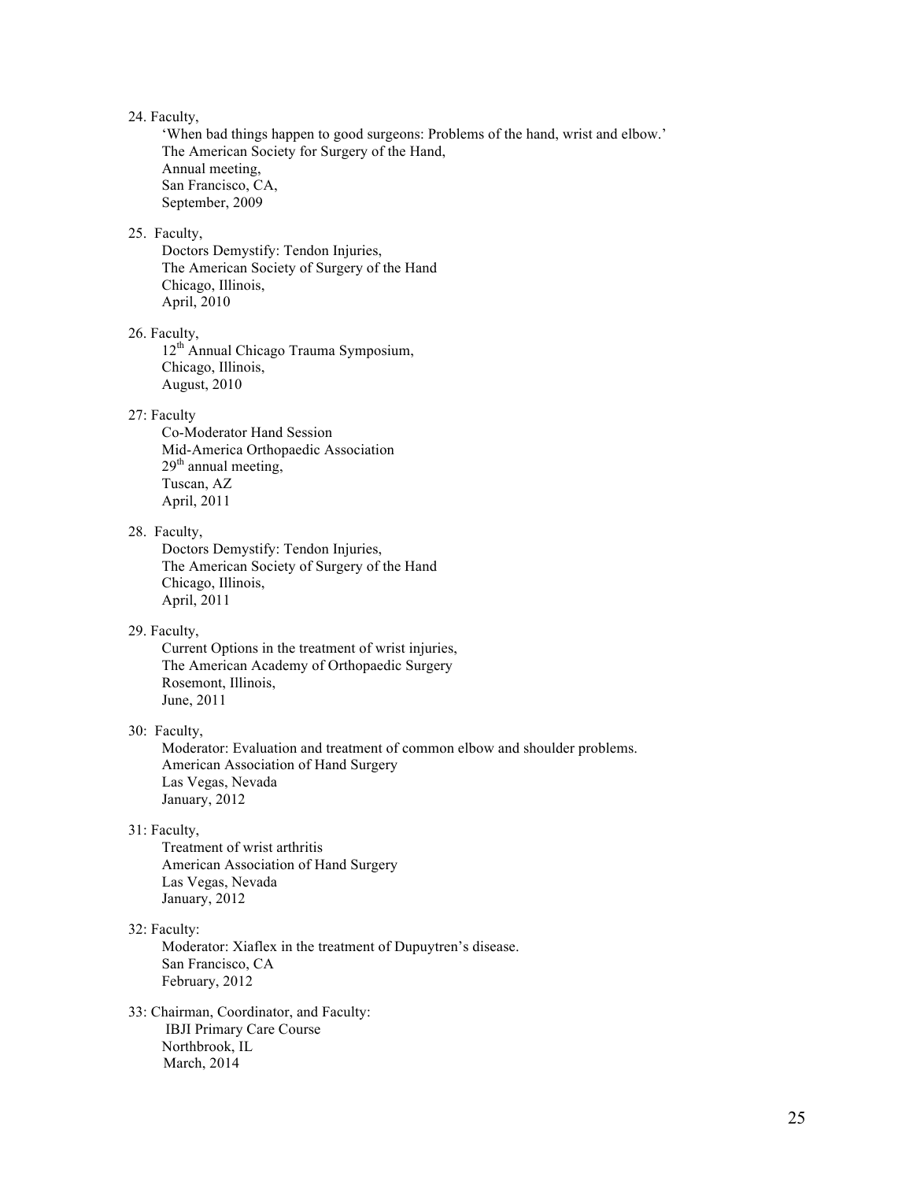24. Faculty,
    'When bad things happen to good surgeons: Problems of the hand, wrist and elbow.'
    The American Society for Surgery of the Hand,
    Annual meeting,
    San Francisco, CA,
    September, 2009

25. Faculty,
    Doctors Demystify: Tendon Injuries,
    The American Society of Surgery of the Hand
    Chicago, Illinois,
    April, 2010

26. Faculty,
    12th Annual Chicago Trauma Symposium,
    Chicago, Illinois,
    August, 2010

27: Faculty
    Co-Moderator Hand Session
    Mid-America Orthopaedic Association
    29th annual meeting,
    Tuscan, AZ
    April, 2011

28. Faculty,
    Doctors Demystify: Tendon Injuries,
    The American Society of Surgery of the Hand
    Chicago, Illinois,
    April, 2011

29. Faculty,
    Current Options in the treatment of wrist injuries,
    The American Academy of Orthopaedic Surgery
    Rosemont, Illinois,
    June, 2011

30: Faculty,
    Moderator: Evaluation and treatment of common elbow and shoulder problems.
    American Association of Hand Surgery
    Las Vegas, Nevada
    January, 2012

31: Faculty,
    Treatment of wrist arthritis
    American Association of Hand Surgery
    Las Vegas, Nevada
    January, 2012

32: Faculty:
    Moderator: Xiaflex in the treatment of Dupuytren's disease.
    San Francisco, CA
    February, 2012

33: Chairman, Coordinator, and Faculty:
    IBJI Primary Care Course
    Northbrook, IL
    March, 2014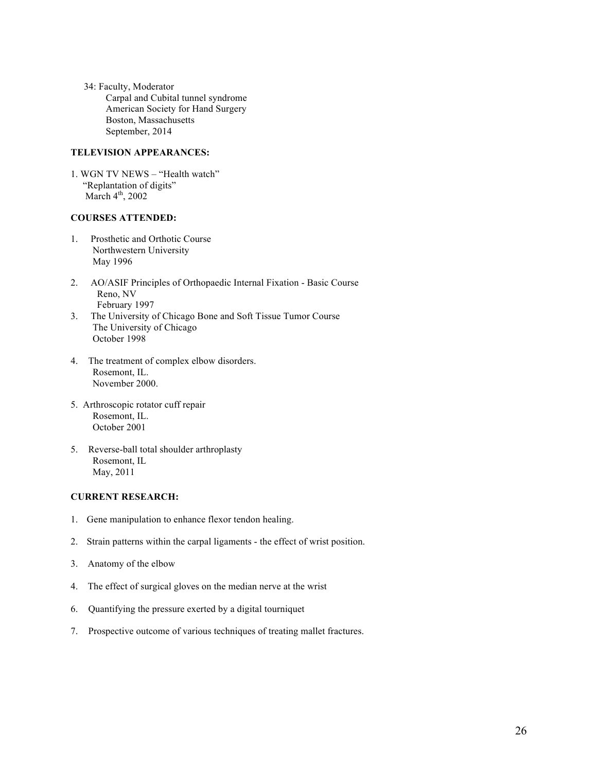34: Faculty, Moderator
Carpal and Cubital tunnel syndrome
American Society for Hand Surgery
Boston, Massachusetts
September, 2014

**TELEVISION APPEARANCES:**

1. WGN TV NEWS – "Health watch"
   "Replantation of digits"
   March 4th, 2002

**COURSES ATTENDED:**

1. Prosthetic and Orthotic Course
   Northwestern University
   May 1996

2. AO/ASIF Principles of Orthopaedic Internal Fixation - Basic Course
   Reno, NV
   February 1997

3. The University of Chicago Bone and Soft Tissue Tumor Course
   The University of Chicago
   October 1998

4. The treatment of complex elbow disorders.
   Rosemont, IL.
   November 2000.

5. Arthroscopic rotator cuff repair
   Rosemont, IL.
   October 2001

5. Reverse-ball total shoulder arthroplasty
   Rosemont, IL
   May, 2011

**CURRENT RESEARCH:**

1. Gene manipulation to enhance flexor tendon healing.

2. Strain patterns within the carpal ligaments - the effect of wrist position.

3. Anatomy of the elbow

4. The effect of surgical gloves on the median nerve at the wrist

6. Quantifying the pressure exerted by a digital tourniquet

7. Prospective outcome of various techniques of treating mallet fractures.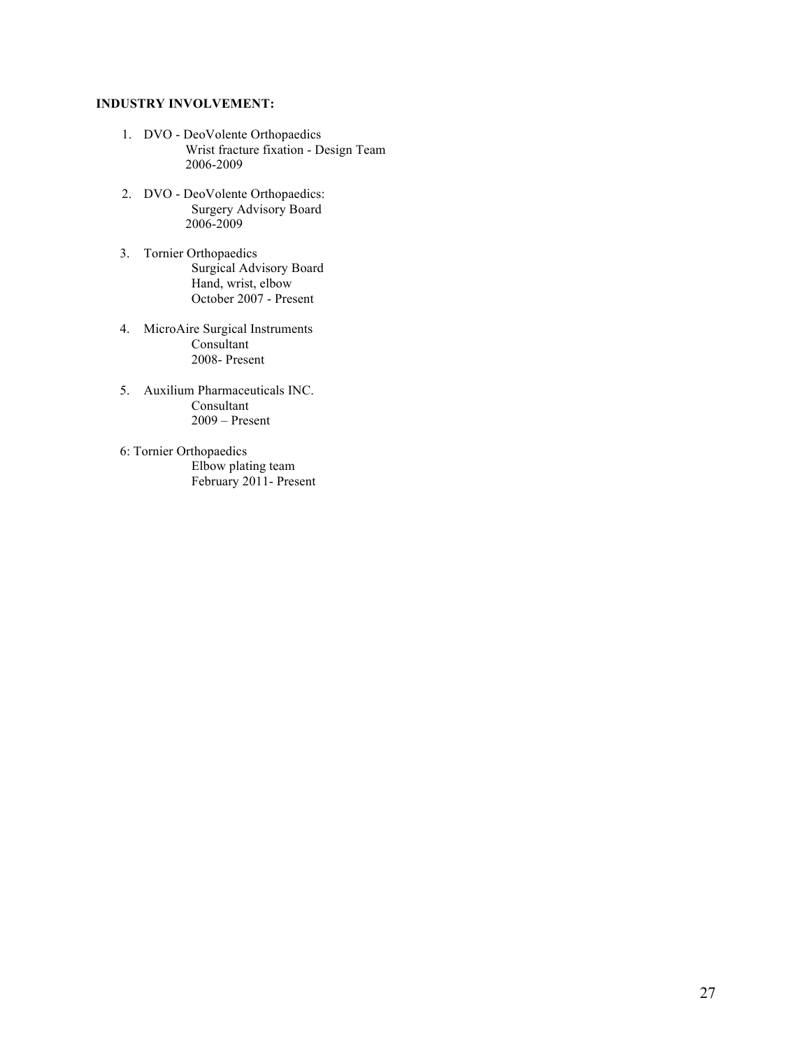**INDUSTRY INVOLVEMENT:**

1. DVO - DeoVolente Orthopaedics
   Wrist fracture fixation - Design Team
   2006-2009

2. DVO - DeoVolente Orthopaedics:
   Surgery Advisory Board
   2006-2009

3. Tornier Orthopaedics
   Surgical Advisory Board
   Hand, wrist, elbow
   October 2007 - Present

4. MicroAire Surgical Instruments
   Consultant
   2008- Present

5. Auxilium Pharmaceuticals INC.
   Consultant
   2009 – Present

6: Tornier Orthopaedics
   Elbow plating team
   February 2011- Present